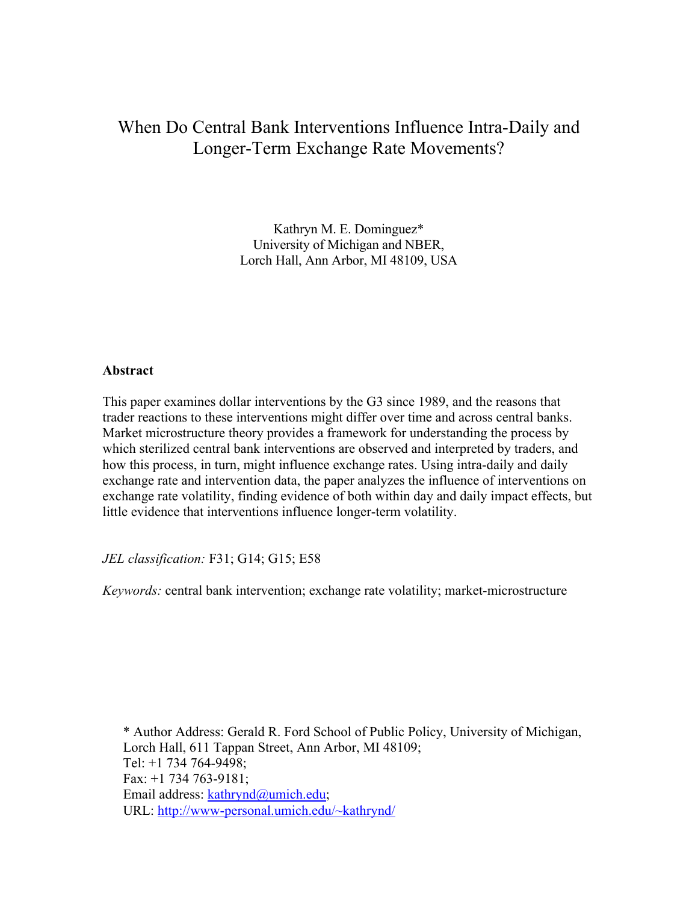# When Do Central Bank Interventions Influence Intra-Daily and Longer-Term Exchange Rate Movements?

Kathryn M. E. Dominguez*
University of Michigan and NBER,
Lorch Hall, Ann Arbor, MI 48109, USA

## Abstract

This paper examines dollar interventions by the G3 since 1989, and the reasons that trader reactions to these interventions might differ over time and across central banks. Market microstructure theory provides a framework for understanding the process by which sterilized central bank interventions are observed and interpreted by traders, and how this process, in turn, might influence exchange rates. Using intra-daily and daily exchange rate and intervention data, the paper analyzes the influence of interventions on exchange rate volatility, finding evidence of both within day and daily impact effects, but little evidence that interventions influence longer-term volatility.

*JEL classification:* F31; G14; G15; E58

*Keywords:* central bank intervention; exchange rate volatility; market-microstructure

* Author Address: Gerald R. Ford School of Public Policy, University of Michigan, Lorch Hall, 611 Tappan Street, Ann Arbor, MI 48109;
Tel: +1 734 764-9498;
Fax: +1 734 763-9181;
Email address: kathrynd@umich.edu;
URL: http://www-personal.umich.edu/~kathrynd/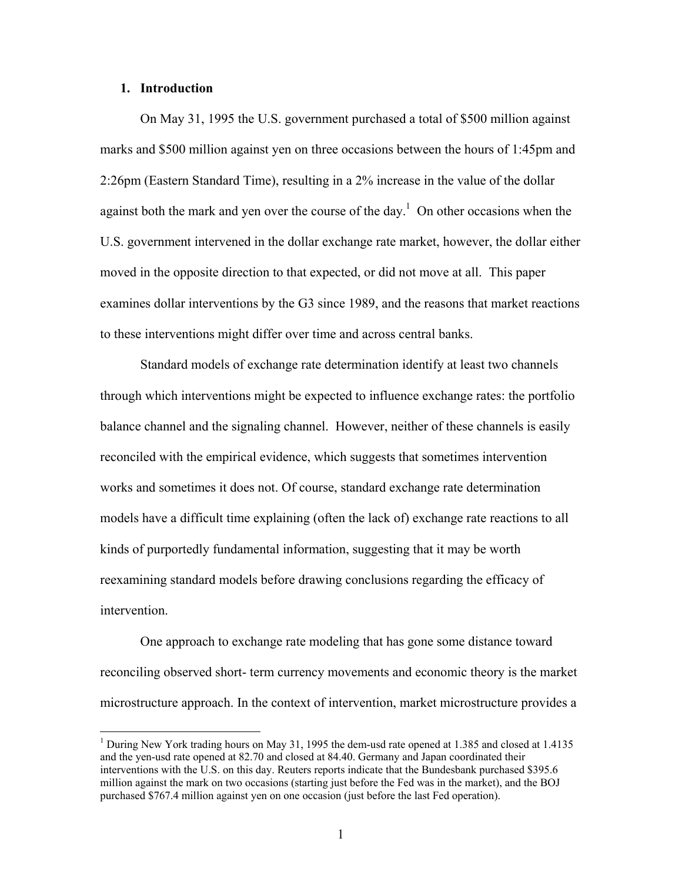## 1. Introduction

On May 31, 1995 the U.S. government purchased a total of $500 million against marks and $500 million against yen on three occasions between the hours of 1:45pm and 2:26pm (Eastern Standard Time), resulting in a 2% increase in the value of the dollar against both the mark and yen over the course of the day.[1] On other occasions when the U.S. government intervened in the dollar exchange rate market, however, the dollar either moved in the opposite direction to that expected, or did not move at all. This paper examines dollar interventions by the G3 since 1989, and the reasons that market reactions to these interventions might differ over time and across central banks.

Standard models of exchange rate determination identify at least two channels through which interventions might be expected to influence exchange rates: the portfolio balance channel and the signaling channel. However, neither of these channels is easily reconciled with the empirical evidence, which suggests that sometimes intervention works and sometimes it does not. Of course, standard exchange rate determination models have a difficult time explaining (often the lack of) exchange rate reactions to all kinds of purportedly fundamental information, suggesting that it may be worth reexamining standard models before drawing conclusions regarding the efficacy of intervention.

One approach to exchange rate modeling that has gone some distance toward reconciling observed short- term currency movements and economic theory is the market microstructure approach. In the context of intervention, market microstructure provides a

[1] During New York trading hours on May 31, 1995 the dem-usd rate opened at 1.385 and closed at 1.4135 and the yen-usd rate opened at 82.70 and closed at 84.40. Germany and Japan coordinated their interventions with the U.S. on this day. Reuters reports indicate that the Bundesbank purchased $395.6 million against the mark on two occasions (starting just before the Fed was in the market), and the BOJ purchased $767.4 million against yen on one occasion (just before the last Fed operation).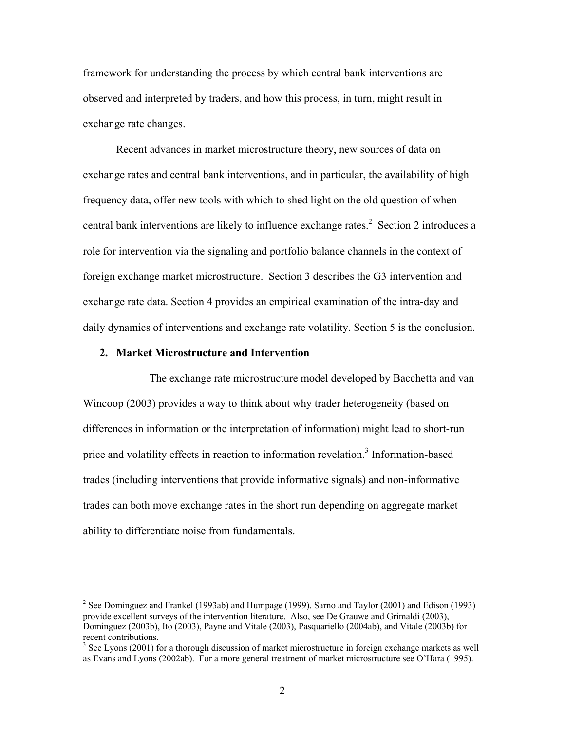framework for understanding the process by which central bank interventions are observed and interpreted by traders, and how this process, in turn, might result in exchange rate changes.

Recent advances in market microstructure theory, new sources of data on exchange rates and central bank interventions, and in particular, the availability of high frequency data, offer new tools with which to shed light on the old question of when central bank interventions are likely to influence exchange rates.[2] Section 2 introduces a role for intervention via the signaling and portfolio balance channels in the context of foreign exchange market microstructure. Section 3 describes the G3 intervention and exchange rate data. Section 4 provides an empirical examination of the intra-day and daily dynamics of interventions and exchange rate volatility. Section 5 is the conclusion.

## 2. Market Microstructure and Intervention

The exchange rate microstructure model developed by Bacchetta and van Wincoop (2003) provides a way to think about why trader heterogeneity (based on differences in information or the interpretation of information) might lead to short-run price and volatility effects in reaction to information revelation.[3] Information-based trades (including interventions that provide informative signals) and non-informative trades can both move exchange rates in the short run depending on aggregate market ability to differentiate noise from fundamentals.

[2] See Dominguez and Frankel (1993ab) and Humpage (1999). Sarno and Taylor (2001) and Edison (1993) provide excellent surveys of the intervention literature. Also, see De Grauwe and Grimaldi (2003), Dominguez (2003b), Ito (2003), Payne and Vitale (2003), Pasquariello (2004ab), and Vitale (2003b) for recent contributions.

[3] See Lyons (2001) for a thorough discussion of market microstructure in foreign exchange markets as well as Evans and Lyons (2002ab). For a more general treatment of market microstructure see O'Hara (1995).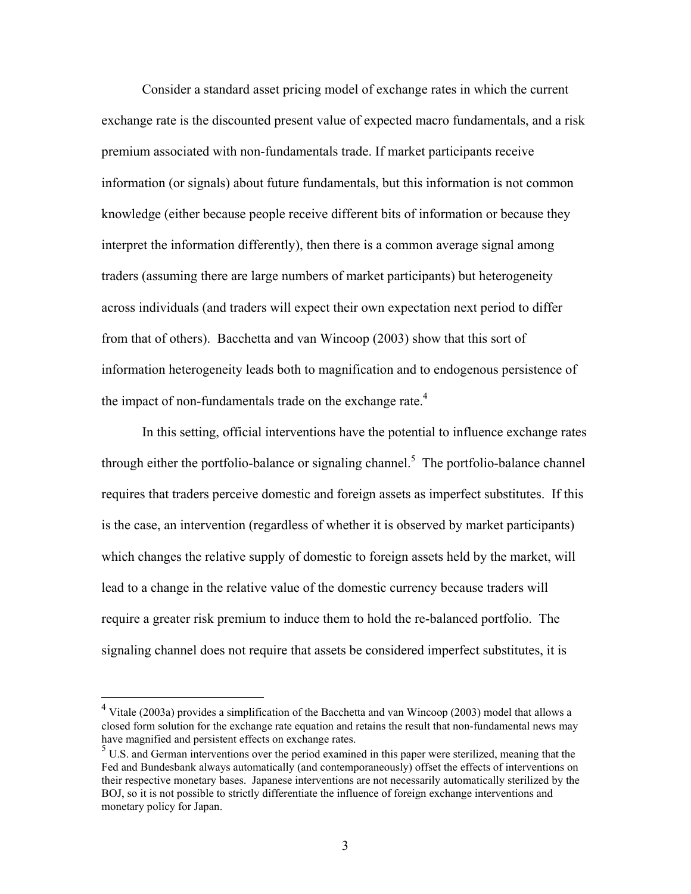Consider a standard asset pricing model of exchange rates in which the current exchange rate is the discounted present value of expected macro fundamentals, and a risk premium associated with non-fundamentals trade. If market participants receive information (or signals) about future fundamentals, but this information is not common knowledge (either because people receive different bits of information or because they interpret the information differently), then there is a common average signal among traders (assuming there are large numbers of market participants) but heterogeneity across individuals (and traders will expect their own expectation next period to differ from that of others). Bacchetta and van Wincoop (2003) show that this sort of information heterogeneity leads both to magnification and to endogenous persistence of the impact of non-fundamentals trade on the exchange rate.[4]

In this setting, official interventions have the potential to influence exchange rates through either the portfolio-balance or signaling channel.[5] The portfolio-balance channel requires that traders perceive domestic and foreign assets as imperfect substitutes. If this is the case, an intervention (regardless of whether it is observed by market participants) which changes the relative supply of domestic to foreign assets held by the market, will lead to a change in the relative value of the domestic currency because traders will require a greater risk premium to induce them to hold the re-balanced portfolio. The signaling channel does not require that assets be considered imperfect substitutes, it is

[4] Vitale (2003a) provides a simplification of the Bacchetta and van Wincoop (2003) model that allows a closed form solution for the exchange rate equation and retains the result that non-fundamental news may have magnified and persistent effects on exchange rates.

[5] U.S. and German interventions over the period examined in this paper were sterilized, meaning that the Fed and Bundesbank always automatically (and contemporaneously) offset the effects of interventions on their respective monetary bases. Japanese interventions are not necessarily automatically sterilized by the BOJ, so it is not possible to strictly differentiate the influence of foreign exchange interventions and monetary policy for Japan.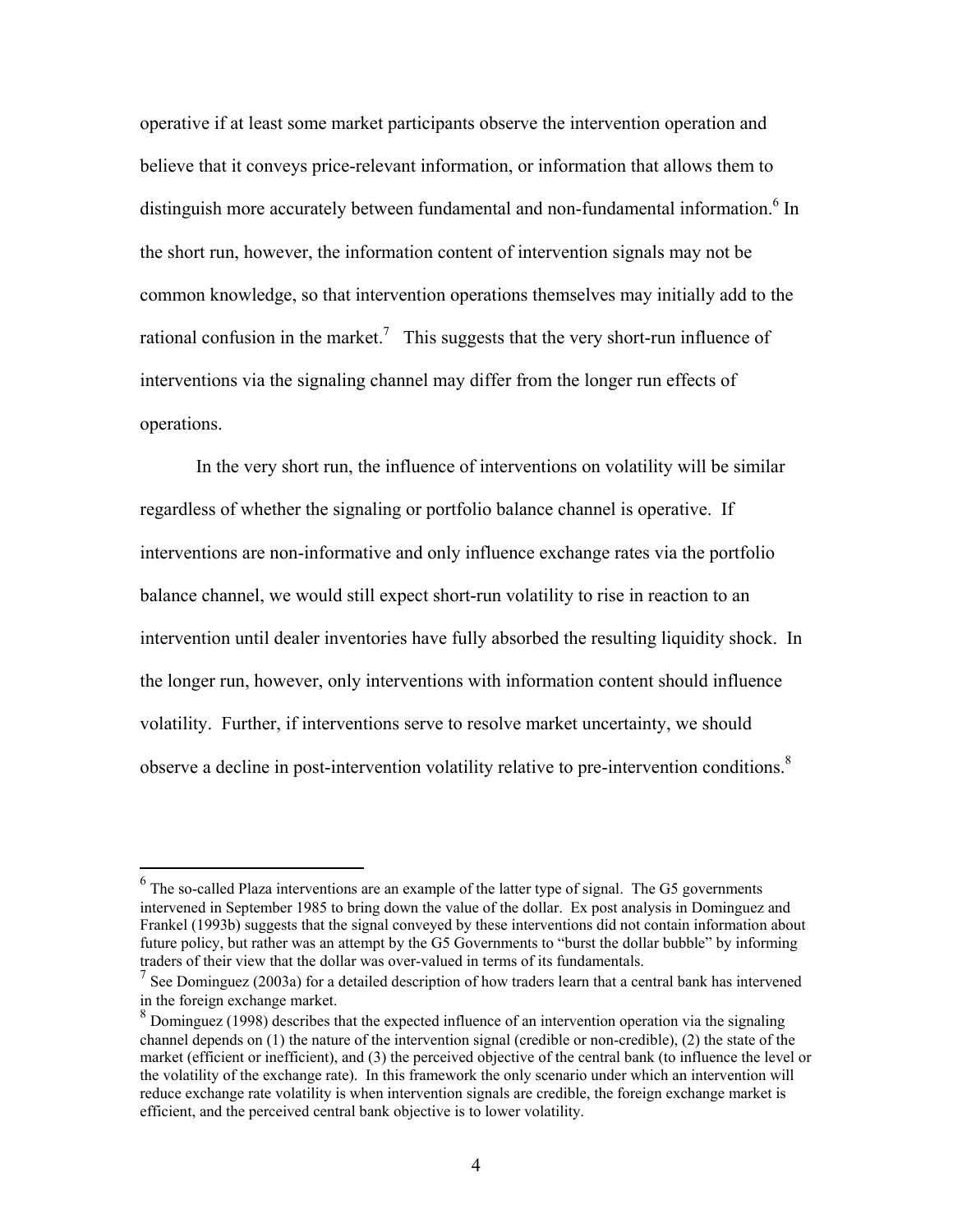operative if at least some market participants observe the intervention operation and believe that it conveys price-relevant information, or information that allows them to distinguish more accurately between fundamental and non-fundamental information.[6] In the short run, however, the information content of intervention signals may not be common knowledge, so that intervention operations themselves may initially add to the rational confusion in the market.[7] This suggests that the very short-run influence of interventions via the signaling channel may differ from the longer run effects of operations.

In the very short run, the influence of interventions on volatility will be similar regardless of whether the signaling or portfolio balance channel is operative. If interventions are non-informative and only influence exchange rates via the portfolio balance channel, we would still expect short-run volatility to rise in reaction to an intervention until dealer inventories have fully absorbed the resulting liquidity shock. In the longer run, however, only interventions with information content should influence volatility. Further, if interventions serve to resolve market uncertainty, we should observe a decline in post-intervention volatility relative to pre-intervention conditions.[8]

---

[6] The so-called Plaza interventions are an example of the latter type of signal. The G5 governments intervened in September 1985 to bring down the value of the dollar. Ex post analysis in Dominguez and Frankel (1993b) suggests that the signal conveyed by these interventions did not contain information about future policy, but rather was an attempt by the G5 Governments to "burst the dollar bubble" by informing traders of their view that the dollar was over-valued in terms of its fundamentals.

[7] See Dominguez (2003a) for a detailed description of how traders learn that a central bank has intervened in the foreign exchange market.

[8] Dominguez (1998) describes that the expected influence of an intervention operation via the signaling channel depends on (1) the nature of the intervention signal (credible or non-credible), (2) the state of the market (efficient or inefficient), and (3) the perceived objective of the central bank (to influence the level or the volatility of the exchange rate). In this framework the only scenario under which an intervention will reduce exchange rate volatility is when intervention signals are credible, the foreign exchange market is efficient, and the perceived central bank objective is to lower volatility.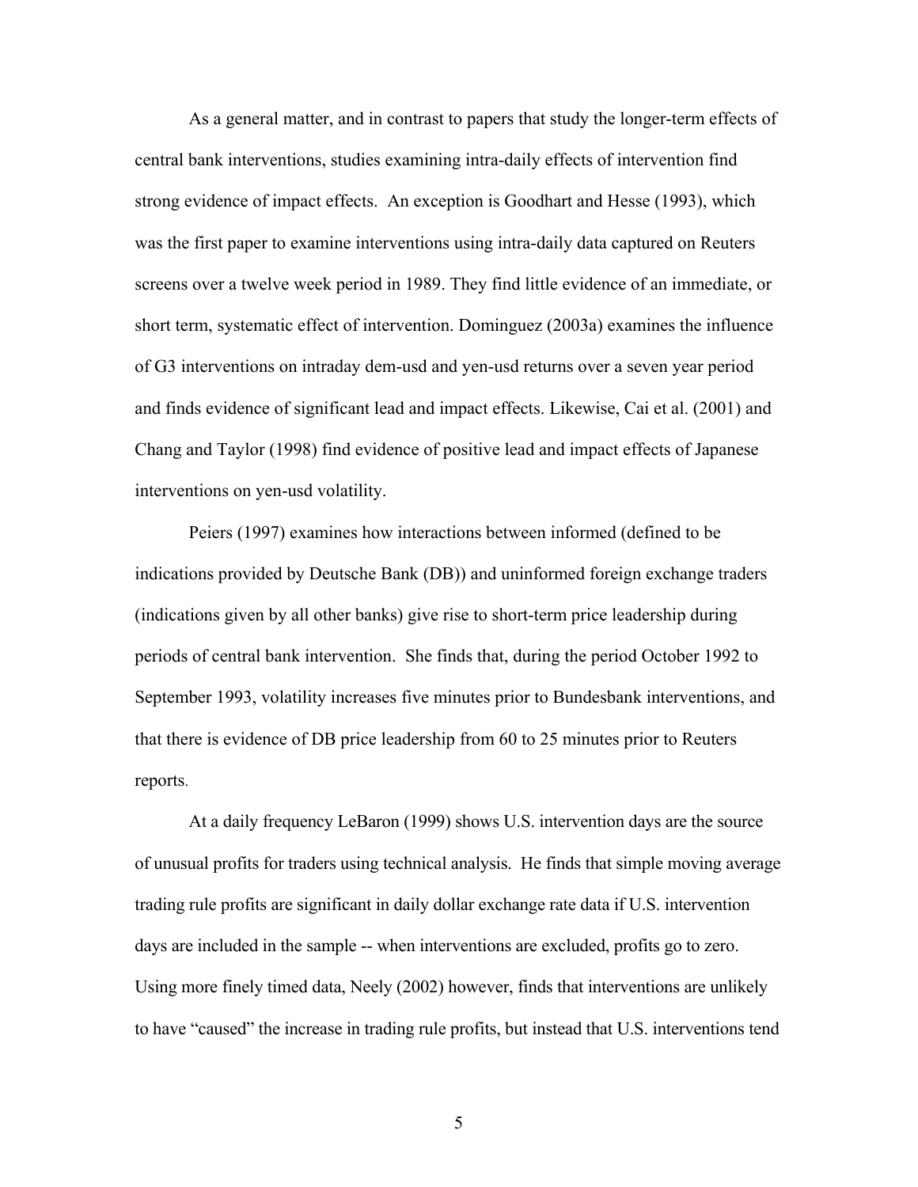As a general matter, and in contrast to papers that study the longer-term effects of central bank interventions, studies examining intra-daily effects of intervention find strong evidence of impact effects. An exception is Goodhart and Hesse (1993), which was the first paper to examine interventions using intra-daily data captured on Reuters screens over a twelve week period in 1989. They find little evidence of an immediate, or short term, systematic effect of intervention. Dominguez (2003a) examines the influence of G3 interventions on intraday dem-usd and yen-usd returns over a seven year period and finds evidence of significant lead and impact effects. Likewise, Cai et al. (2001) and Chang and Taylor (1998) find evidence of positive lead and impact effects of Japanese interventions on yen-usd volatility.

Peiers (1997) examines how interactions between informed (defined to be indications provided by Deutsche Bank (DB)) and uninformed foreign exchange traders (indications given by all other banks) give rise to short-term price leadership during periods of central bank intervention. She finds that, during the period October 1992 to September 1993, volatility increases five minutes prior to Bundesbank interventions, and that there is evidence of DB price leadership from 60 to 25 minutes prior to Reuters reports.

At a daily frequency LeBaron (1999) shows U.S. intervention days are the source of unusual profits for traders using technical analysis. He finds that simple moving average trading rule profits are significant in daily dollar exchange rate data if U.S. intervention days are included in the sample -- when interventions are excluded, profits go to zero. Using more finely timed data, Neely (2002) however, finds that interventions are unlikely to have "caused" the increase in trading rule profits, but instead that U.S. interventions tend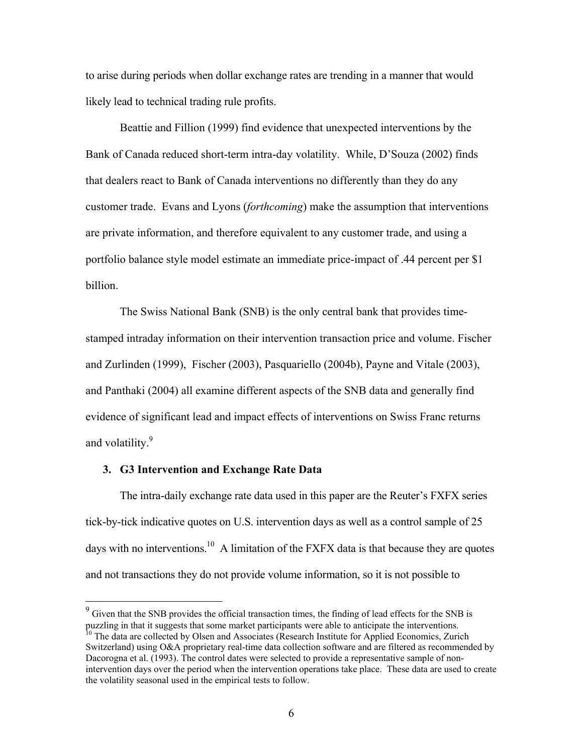to arise during periods when dollar exchange rates are trending in a manner that would likely lead to technical trading rule profits.

Beattie and Fillion (1999) find evidence that unexpected interventions by the Bank of Canada reduced short-term intra-day volatility. While, D'Souza (2002) finds that dealers react to Bank of Canada interventions no differently than they do any customer trade. Evans and Lyons (*forthcoming*) make the assumption that interventions are private information, and therefore equivalent to any customer trade, and using a portfolio balance style model estimate an immediate price-impact of .44 percent per $1 billion.

The Swiss National Bank (SNB) is the only central bank that provides time-stamped intraday information on their intervention transaction price and volume. Fischer and Zurlinden (1999), Fischer (2003), Pasquariello (2004b), Payne and Vitale (2003), and Panthaki (2004) all examine different aspects of the SNB data and generally find evidence of significant lead and impact effects of interventions on Swiss Franc returns and volatility.[9]

## 3. G3 Intervention and Exchange Rate Data

The intra-daily exchange rate data used in this paper are the Reuter's FXFX series tick-by-tick indicative quotes on U.S. intervention days as well as a control sample of 25 days with no interventions.[10] A limitation of the FXFX data is that because they are quotes and not transactions they do not provide volume information, so it is not possible to

---

[9] Given that the SNB provides the official transaction times, the finding of lead effects for the SNB is puzzling in that it suggests that some market participants were able to anticipate the interventions.

[10] The data are collected by Olsen and Associates (Research Institute for Applied Economics, Zurich Switzerland) using O&A proprietary real-time data collection software and are filtered as recommended by Dacorogna et al. (1993). The control dates were selected to provide a representative sample of non-intervention days over the period when the intervention operations take place. These data are used to create the volatility seasonal used in the empirical tests to follow.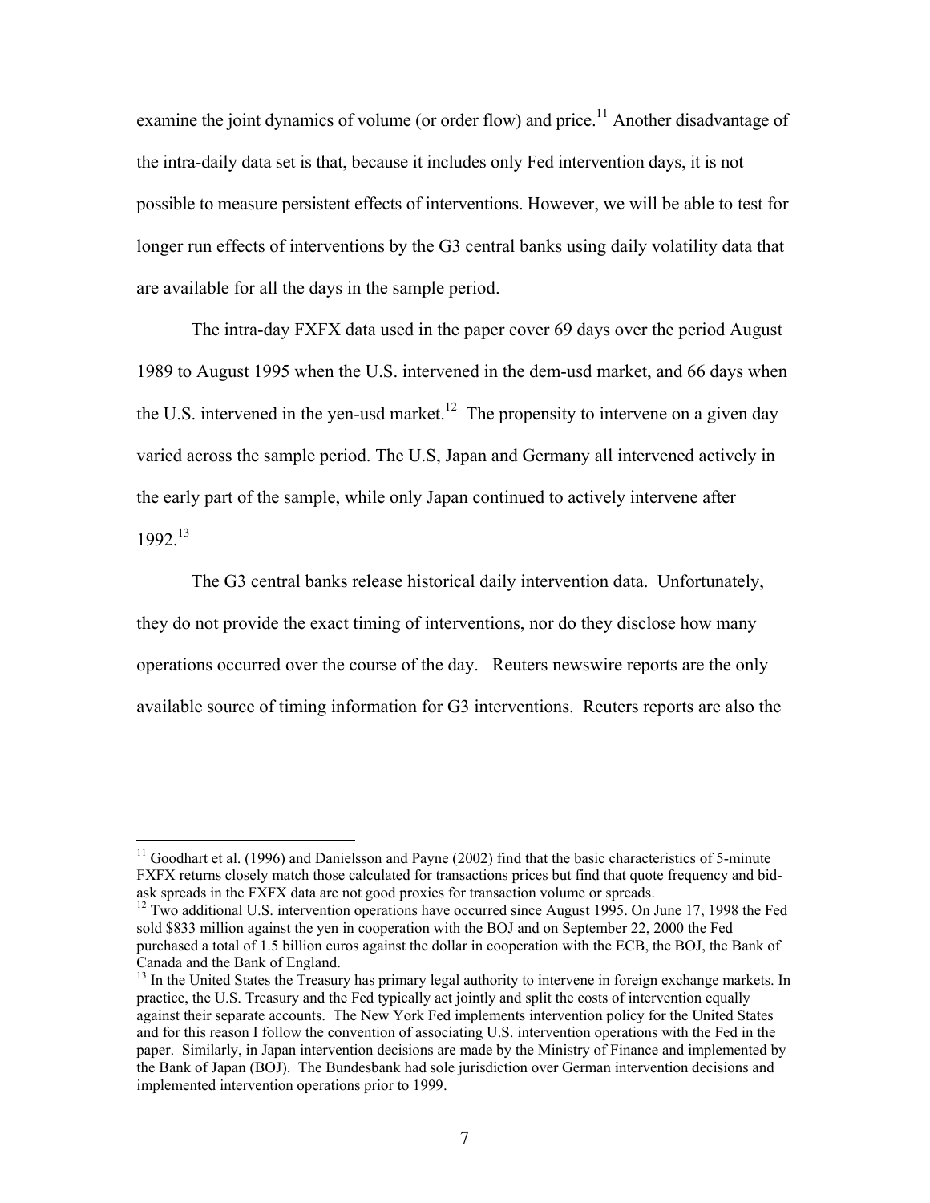examine the joint dynamics of volume (or order flow) and price.[11] Another disadvantage of the intra-daily data set is that, because it includes only Fed intervention days, it is not possible to measure persistent effects of interventions. However, we will be able to test for longer run effects of interventions by the G3 central banks using daily volatility data that are available for all the days in the sample period.

The intra-day FXFX data used in the paper cover 69 days over the period August 1989 to August 1995 when the U.S. intervened in the dem-usd market, and 66 days when the U.S. intervened in the yen-usd market.[12] The propensity to intervene on a given day varied across the sample period. The U.S, Japan and Germany all intervened actively in the early part of the sample, while only Japan continued to actively intervene after 1992.[13]

The G3 central banks release historical daily intervention data. Unfortunately, they do not provide the exact timing of interventions, nor do they disclose how many operations occurred over the course of the day. Reuters newswire reports are the only available source of timing information for G3 interventions. Reuters reports are also the

---

[11] Goodhart et al. (1996) and Danielsson and Payne (2002) find that the basic characteristics of 5-minute FXFX returns closely match those calculated for transactions prices but find that quote frequency and bid-ask spreads in the FXFX data are not good proxies for transaction volume or spreads.

[12] Two additional U.S. intervention operations have occurred since August 1995. On June 17, 1998 the Fed sold $833 million against the yen in cooperation with the BOJ and on September 22, 2000 the Fed purchased a total of 1.5 billion euros against the dollar in cooperation with the ECB, the BOJ, the Bank of Canada and the Bank of England.

[13] In the United States the Treasury has primary legal authority to intervene in foreign exchange markets. In practice, the U.S. Treasury and the Fed typically act jointly and split the costs of intervention equally against their separate accounts. The New York Fed implements intervention policy for the United States and for this reason I follow the convention of associating U.S. intervention operations with the Fed in the paper. Similarly, in Japan intervention decisions are made by the Ministry of Finance and implemented by the Bank of Japan (BOJ). The Bundesbank had sole jurisdiction over German intervention decisions and implemented intervention operations prior to 1999.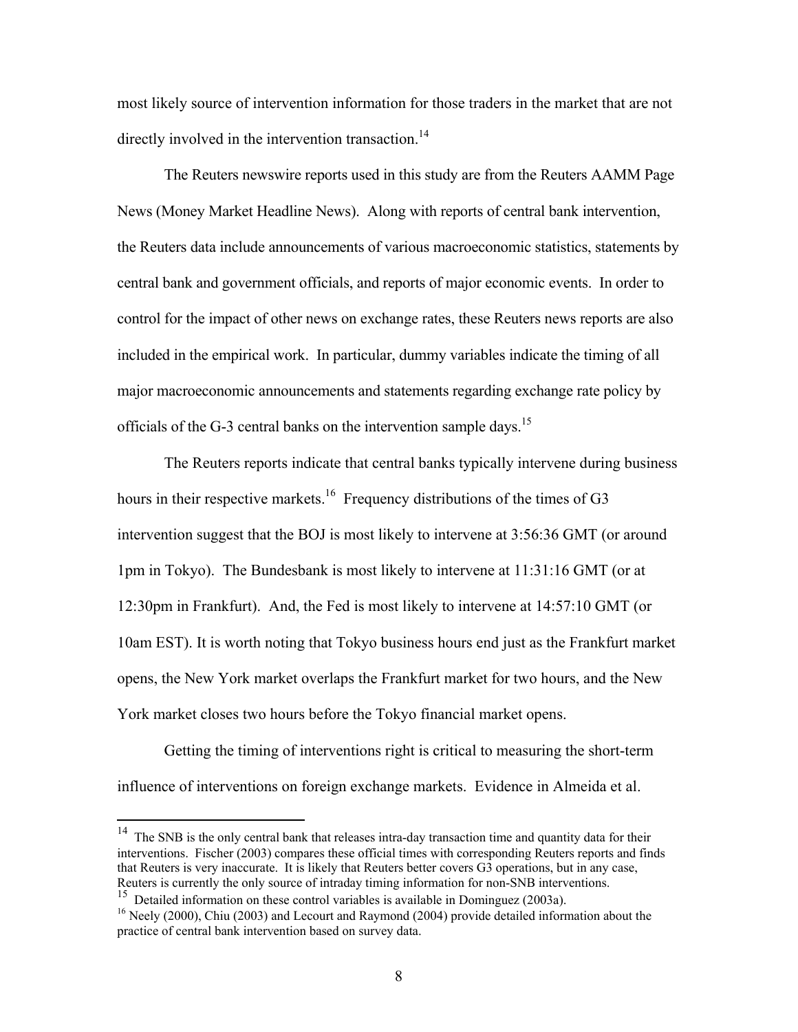most likely source of intervention information for those traders in the market that are not directly involved in the intervention transaction.[14]

The Reuters newswire reports used in this study are from the Reuters AAMM Page News (Money Market Headline News). Along with reports of central bank intervention, the Reuters data include announcements of various macroeconomic statistics, statements by central bank and government officials, and reports of major economic events. In order to control for the impact of other news on exchange rates, these Reuters news reports are also included in the empirical work. In particular, dummy variables indicate the timing of all major macroeconomic announcements and statements regarding exchange rate policy by officials of the G-3 central banks on the intervention sample days.[15]

The Reuters reports indicate that central banks typically intervene during business hours in their respective markets.[16] Frequency distributions of the times of G3 intervention suggest that the BOJ is most likely to intervene at 3:56:36 GMT (or around 1pm in Tokyo). The Bundesbank is most likely to intervene at 11:31:16 GMT (or at 12:30pm in Frankfurt). And, the Fed is most likely to intervene at 14:57:10 GMT (or 10am EST). It is worth noting that Tokyo business hours end just as the Frankfurt market opens, the New York market overlaps the Frankfurt market for two hours, and the New York market closes two hours before the Tokyo financial market opens.

Getting the timing of interventions right is critical to measuring the short-term influence of interventions on foreign exchange markets. Evidence in Almeida et al.

---

[14] The SNB is the only central bank that releases intra-day transaction time and quantity data for their interventions. Fischer (2003) compares these official times with corresponding Reuters reports and finds that Reuters is very inaccurate. It is likely that Reuters better covers G3 operations, but in any case, Reuters is currently the only source of intraday timing information for non-SNB interventions.

[15] Detailed information on these control variables is available in Dominguez (2003a).

[16] Neely (2000), Chiu (2003) and Lecourt and Raymond (2004) provide detailed information about the practice of central bank intervention based on survey data.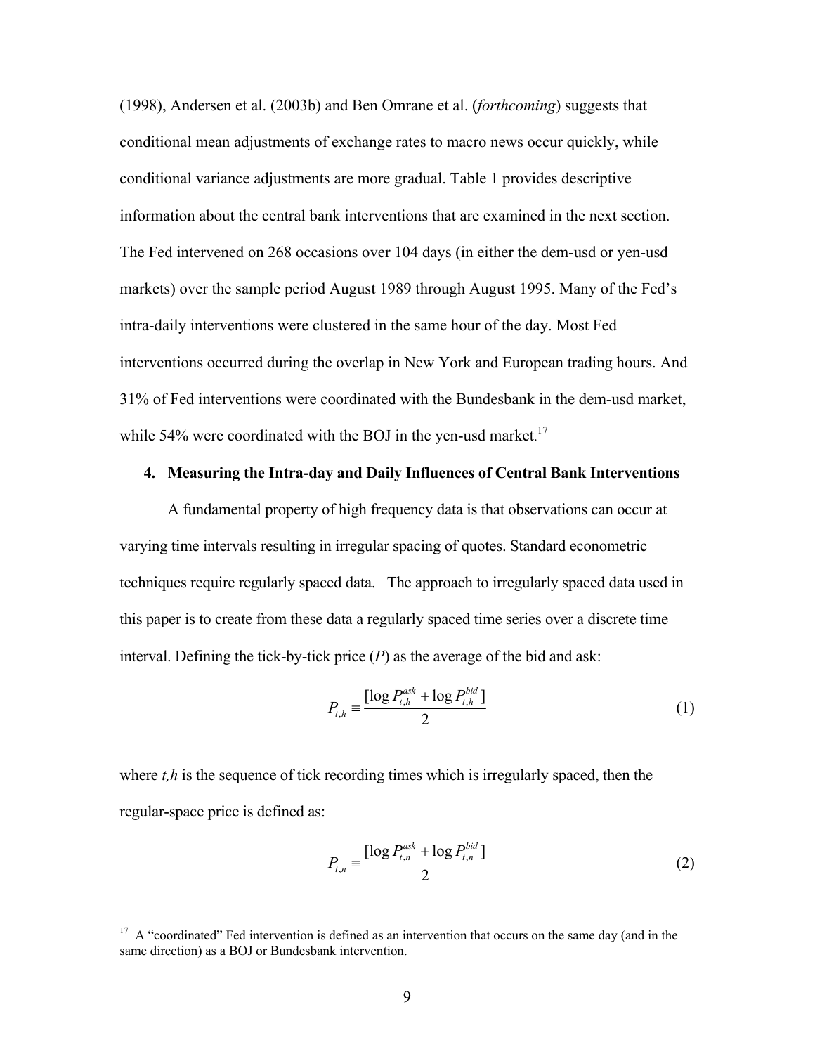(1998), Andersen et al. (2003b) and Ben Omrane et al. (*forthcoming*) suggests that conditional mean adjustments of exchange rates to macro news occur quickly, while conditional variance adjustments are more gradual. Table 1 provides descriptive information about the central bank interventions that are examined in the next section. The Fed intervened on 268 occasions over 104 days (in either the dem-usd or yen-usd markets) over the sample period August 1989 through August 1995. Many of the Fed's intra-daily interventions were clustered in the same hour of the day. Most Fed interventions occurred during the overlap in New York and European trading hours. And 31% of Fed interventions were coordinated with the Bundesbank in the dem-usd market, while 54% were coordinated with the BOJ in the yen-usd market.[17]

## 4. Measuring the Intra-day and Daily Influences of Central Bank Interventions

A fundamental property of high frequency data is that observations can occur at varying time intervals resulting in irregular spacing of quotes. Standard econometric techniques require regularly spaced data. The approach to irregularly spaced data used in this paper is to create from these data a regularly spaced time series over a discrete time interval. Defining the tick-by-tick price ($P$) as the average of the bid and ask:

$$P_{t,h} \equiv \frac{[\log P_{t,h}^{ask} + \log P_{t,h}^{bid}]}{2} \tag{1}$$

where $t,h$ is the sequence of tick recording times which is irregularly spaced, then the regular-space price is defined as:

$$P_{t,n} \equiv \frac{[\log P_{t,n}^{ask} + \log P_{t,n}^{bid}]}{2} \tag{2}$$

[17] A "coordinated" Fed intervention is defined as an intervention that occurs on the same day (and in the same direction) as a BOJ or Bundesbank intervention.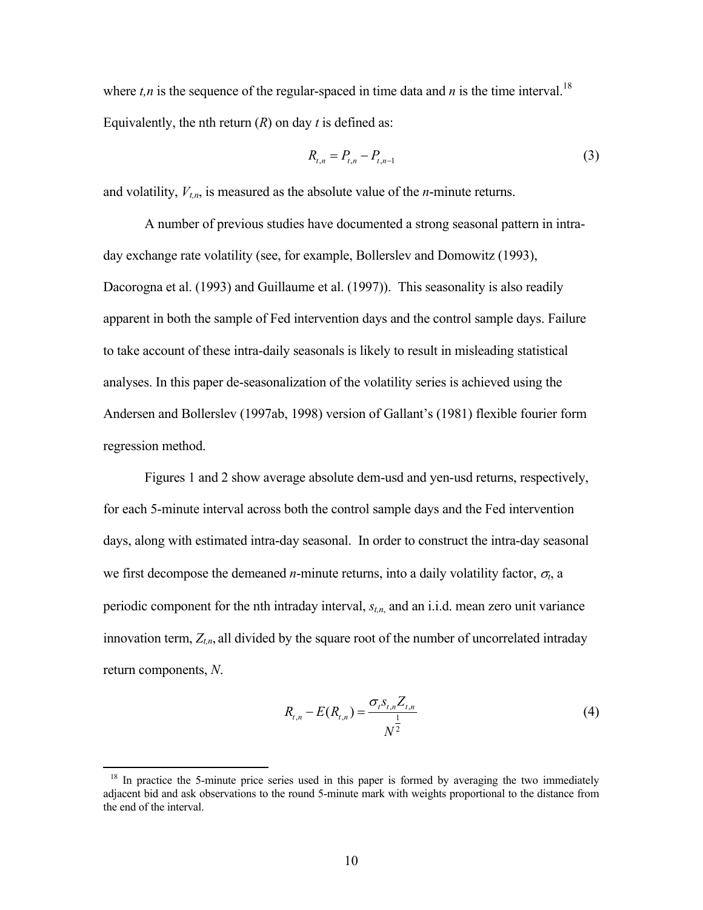where $t,n$ is the sequence of the regular-spaced in time data and $n$ is the time interval.[18] Equivalently, the nth return ($R$) on day $t$ is defined as:

$$R_{t,n} = P_{t,n} - P_{t,n-1} \tag{3}$$

and volatility, $V_{t,n}$, is measured as the absolute value of the $n$-minute returns.

A number of previous studies have documented a strong seasonal pattern in intra-day exchange rate volatility (see, for example, Bollerslev and Domowitz (1993), Dacorogna et al. (1993) and Guillaume et al. (1997)). This seasonality is also readily apparent in both the sample of Fed intervention days and the control sample days. Failure to take account of these intra-daily seasonals is likely to result in misleading statistical analyses. In this paper de-seasonalization of the volatility series is achieved using the Andersen and Bollerslev (1997ab, 1998) version of Gallant's (1981) flexible fourier form regression method.

Figures 1 and 2 show average absolute dem-usd and yen-usd returns, respectively, for each 5-minute interval across both the control sample days and the Fed intervention days, along with estimated intra-day seasonal. In order to construct the intra-day seasonal we first decompose the demeaned $n$-minute returns, into a daily volatility factor, $\sigma_t$, a periodic component for the nth intraday interval, $s_{t,n}$, and an i.i.d. mean zero unit variance innovation term, $Z_{t,n}$, all divided by the square root of the number of uncorrelated intraday return components, $N$.

$$R_{t,n} - E(R_{t,n}) = \frac{\sigma_t s_{t,n} Z_{t,n}}{N^{\frac{1}{2}}} \tag{4}$$

[18] In practice the 5-minute price series used in this paper is formed by averaging the two immediately adjacent bid and ask observations to the round 5-minute mark with weights proportional to the distance from the end of the interval.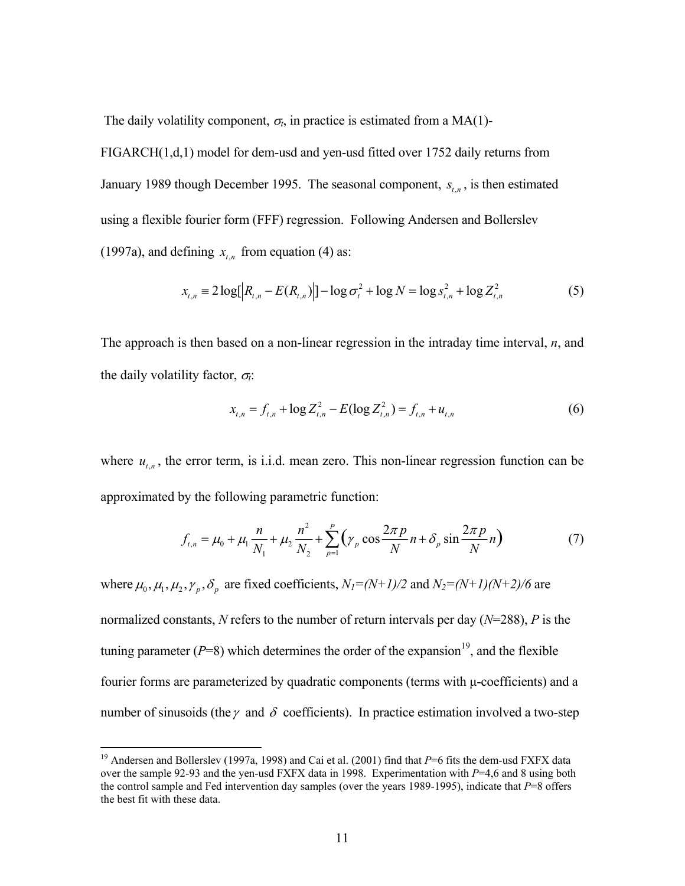The daily volatility component, $\sigma_t$, in practice is estimated from a MA(1)-FIGARCH(1,d,1) model for dem-usd and yen-usd fitted over 1752 daily returns from January 1989 though December 1995. The seasonal component, $s_{t,n}$, is then estimated using a flexible fourier form (FFF) regression. Following Andersen and Bollerslev (1997a), and defining $x_{t,n}$ from equation (4) as:

$$x_{t,n} \equiv 2\log[\left|R_{t,n} - E(R_{t,n})\right|] - \log\sigma_t^2 + \log N = \log s_{t,n}^2 + \log Z_{t,n}^2 \tag{5}$$

The approach is then based on a non-linear regression in the intraday time interval, $n$, and the daily volatility factor, $\sigma_t$:

$$x_{t,n} = f_{t,n} + \log Z_{t,n}^2 - E(\log Z_{t,n}^2) = f_{t,n} + u_{t,n} \tag{6}$$

where $u_{t,n}$, the error term, is i.i.d. mean zero. This non-linear regression function can be approximated by the following parametric function:

$$f_{t,n} = \mu_0 + \mu_1 \frac{n}{N_1} + \mu_2 \frac{n^2}{N_2} + \sum_{p=1}^{P}\left(\gamma_p \cos\frac{2\pi p}{N}n + \delta_p \sin\frac{2\pi p}{N}n\right) \tag{7}$$

where $\mu_0, \mu_1, \mu_2, \gamma_p, \delta_p$ are fixed coefficients, $N_1=(N+1)/2$ and $N_2=(N+1)(N+2)/6$ are normalized constants, $N$ refers to the number of return intervals per day ($N$=288), $P$ is the tuning parameter ($P$=8) which determines the order of the expansion[19], and the flexible fourier forms are parameterized by quadratic components (terms with μ-coefficients) and a number of sinusoids (the $\gamma$ and $\delta$ coefficients). In practice estimation involved a two-step

[19] Andersen and Bollerslev (1997a, 1998) and Cai et al. (2001) find that $P$=6 fits the dem-usd FXFX data over the sample 92-93 and the yen-usd FXFX data in 1998. Experimentation with $P$=4,6 and 8 using both the control sample and Fed intervention day samples (over the years 1989-1995), indicate that $P$=8 offers the best fit with these data.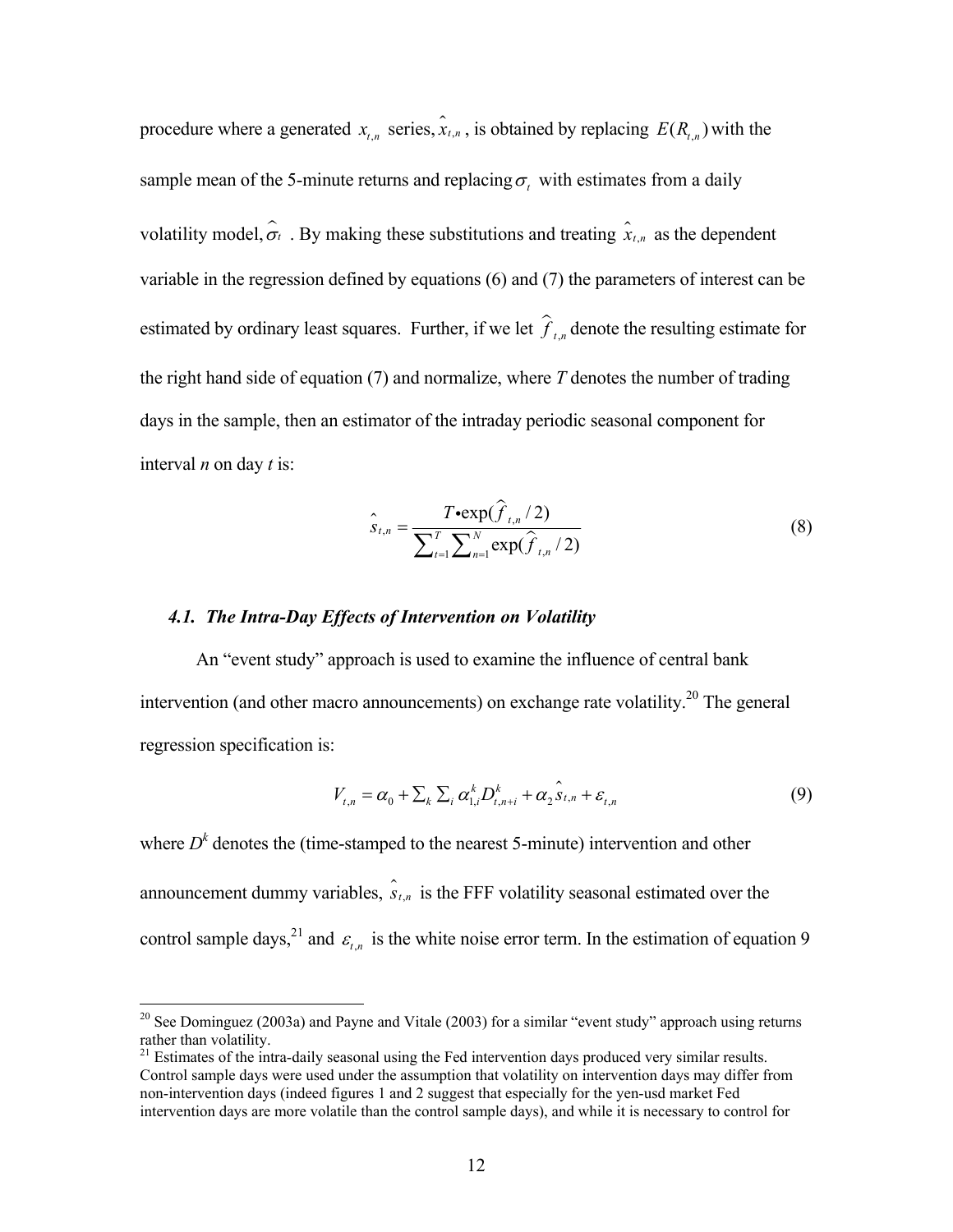procedure where a generated $x_{t,n}$ series, $\hat{x}_{t,n}$, is obtained by replacing $E(R_{t,n})$ with the sample mean of the 5-minute returns and replacing $\sigma_t$ with estimates from a daily volatility model, $\hat{\sigma}_t$. By making these substitutions and treating $\hat{x}_{t,n}$ as the dependent variable in the regression defined by equations (6) and (7) the parameters of interest can be estimated by ordinary least squares. Further, if we let $\hat{f}_{t,n}$ denote the resulting estimate for the right hand side of equation (7) and normalize, where *T* denotes the number of trading days in the sample, then an estimator of the intraday periodic seasonal component for interval *n* on day *t* is:

$$\hat{s}_{t,n} = \frac{T \bullet \exp(\hat{f}_{t,n}/2)}{\sum_{t=1}^{T}\sum_{n=1}^{N}\exp(\hat{f}_{t,n}/2)} \tag{8}$$

### *4.1. The Intra-Day Effects of Intervention on Volatility*

An "event study" approach is used to examine the influence of central bank intervention (and other macro announcements) on exchange rate volatility.[20] The general regression specification is:

$$V_{t,n} = \alpha_0 + \sum_k \sum_i \alpha_{1,i}^k D_{t,n+i}^k + \alpha_2 \hat{s}_{t,n} + \varepsilon_{t,n} \tag{9}$$

where $D^k$ denotes the (time-stamped to the nearest 5-minute) intervention and other announcement dummy variables, $\hat{s}_{t,n}$ is the FFF volatility seasonal estimated over the control sample days,[21] and $\varepsilon_{t,n}$ is the white noise error term. In the estimation of equation 9

[20] See Dominguez (2003a) and Payne and Vitale (2003) for a similar "event study" approach using returns rather than volatility.

[21] Estimates of the intra-daily seasonal using the Fed intervention days produced very similar results. Control sample days were used under the assumption that volatility on intervention days may differ from non-intervention days (indeed figures 1 and 2 suggest that especially for the yen-usd market Fed intervention days are more volatile than the control sample days), and while it is necessary to control for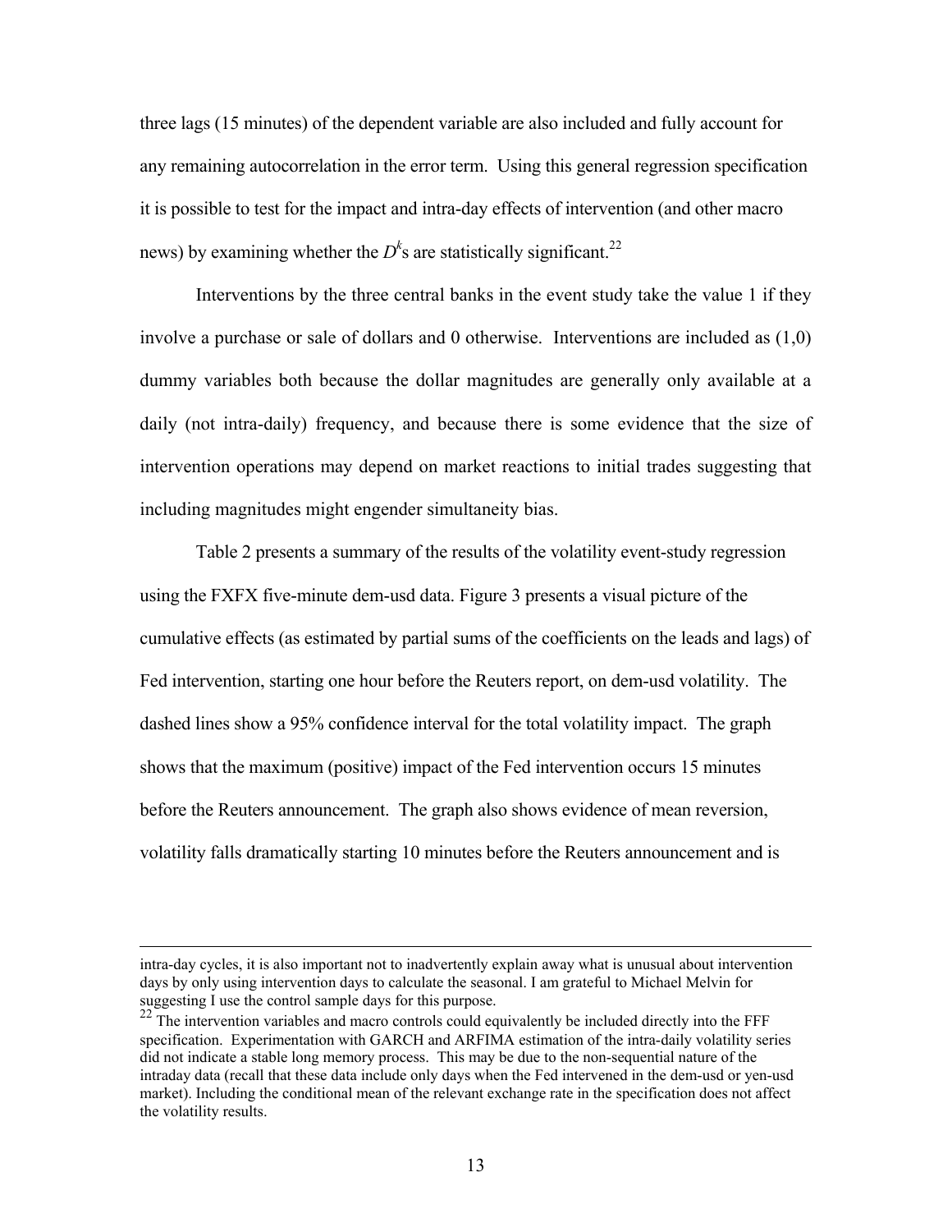three lags (15 minutes) of the dependent variable are also included and fully account for any remaining autocorrelation in the error term. Using this general regression specification it is possible to test for the impact and intra-day effects of intervention (and other macro news) by examining whether the $D^k$s are statistically significant.[22]

Interventions by the three central banks in the event study take the value 1 if they involve a purchase or sale of dollars and 0 otherwise. Interventions are included as (1,0) dummy variables both because the dollar magnitudes are generally only available at a daily (not intra-daily) frequency, and because there is some evidence that the size of intervention operations may depend on market reactions to initial trades suggesting that including magnitudes might engender simultaneity bias.

Table 2 presents a summary of the results of the volatility event-study regression using the FXFX five-minute dem-usd data. Figure 3 presents a visual picture of the cumulative effects (as estimated by partial sums of the coefficients on the leads and lags) of Fed intervention, starting one hour before the Reuters report, on dem-usd volatility. The dashed lines show a 95% confidence interval for the total volatility impact. The graph shows that the maximum (positive) impact of the Fed intervention occurs 15 minutes before the Reuters announcement. The graph also shows evidence of mean reversion, volatility falls dramatically starting 10 minutes before the Reuters announcement and is

---

intra-day cycles, it is also important not to inadvertently explain away what is unusual about intervention days by only using intervention days to calculate the seasonal. I am grateful to Michael Melvin for suggesting I use the control sample days for this purpose.

[22] The intervention variables and macro controls could equivalently be included directly into the FFF specification. Experimentation with GARCH and ARFIMA estimation of the intra-daily volatility series did not indicate a stable long memory process. This may be due to the non-sequential nature of the intraday data (recall that these data include only days when the Fed intervened in the dem-usd or yen-usd market). Including the conditional mean of the relevant exchange rate in the specification does not affect the volatility results.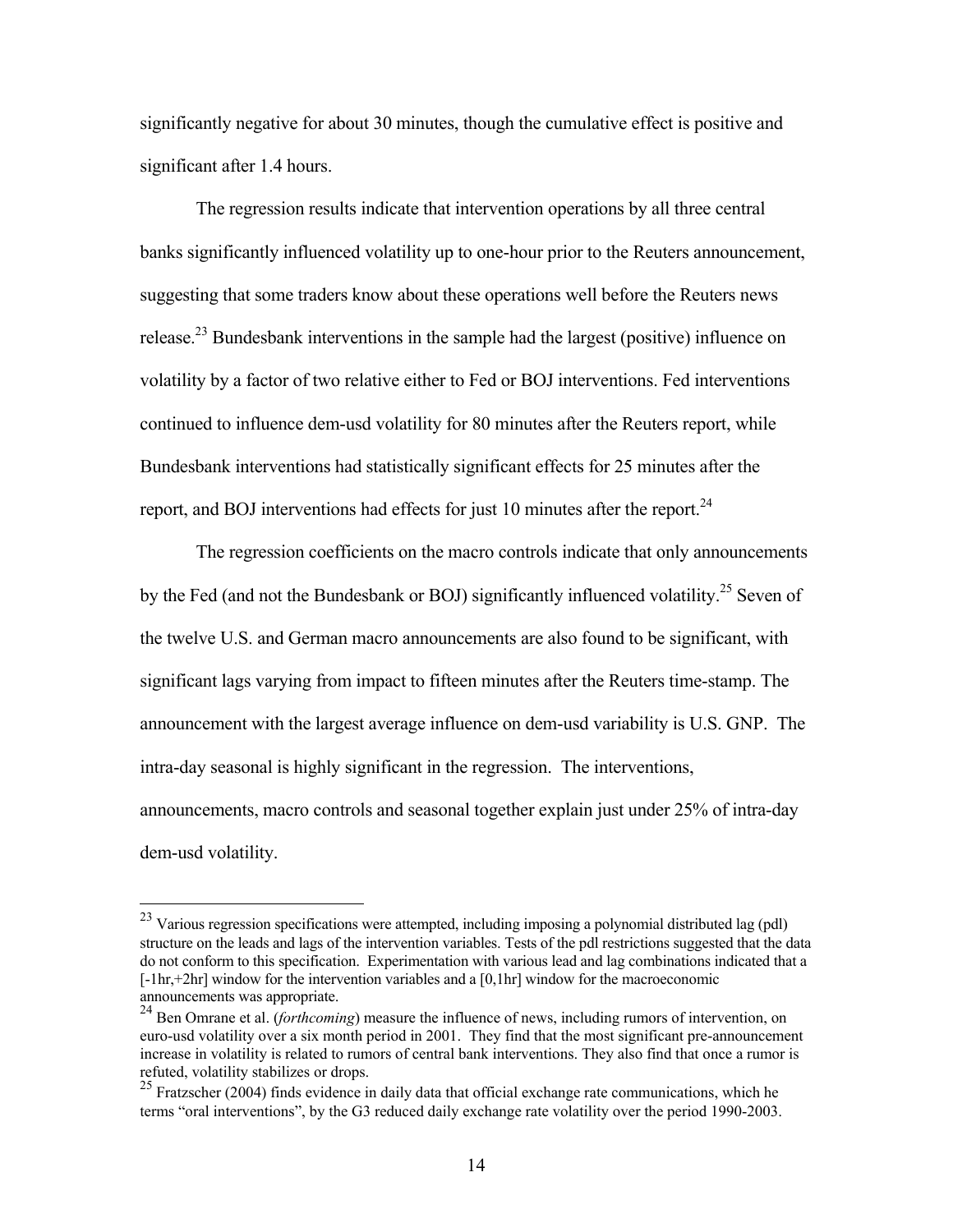significantly negative for about 30 minutes, though the cumulative effect is positive and significant after 1.4 hours.

The regression results indicate that intervention operations by all three central banks significantly influenced volatility up to one-hour prior to the Reuters announcement, suggesting that some traders know about these operations well before the Reuters news release.[23] Bundesbank interventions in the sample had the largest (positive) influence on volatility by a factor of two relative either to Fed or BOJ interventions. Fed interventions continued to influence dem-usd volatility for 80 minutes after the Reuters report, while Bundesbank interventions had statistically significant effects for 25 minutes after the report, and BOJ interventions had effects for just 10 minutes after the report.[24]

The regression coefficients on the macro controls indicate that only announcements by the Fed (and not the Bundesbank or BOJ) significantly influenced volatility.[25] Seven of the twelve U.S. and German macro announcements are also found to be significant, with significant lags varying from impact to fifteen minutes after the Reuters time-stamp. The announcement with the largest average influence on dem-usd variability is U.S. GNP. The intra-day seasonal is highly significant in the regression. The interventions, announcements, macro controls and seasonal together explain just under 25% of intra-day dem-usd volatility.

---

[23] Various regression specifications were attempted, including imposing a polynomial distributed lag (pdl) structure on the leads and lags of the intervention variables. Tests of the pdl restrictions suggested that the data do not conform to this specification. Experimentation with various lead and lag combinations indicated that a [-1hr,+2hr] window for the intervention variables and a [0,1hr] window for the macroeconomic announcements was appropriate.

[24] Ben Omrane et al. (*forthcoming*) measure the influence of news, including rumors of intervention, on euro-usd volatility over a six month period in 2001. They find that the most significant pre-announcement increase in volatility is related to rumors of central bank interventions. They also find that once a rumor is refuted, volatility stabilizes or drops.

[25] Fratzscher (2004) finds evidence in daily data that official exchange rate communications, which he terms "oral interventions", by the G3 reduced daily exchange rate volatility over the period 1990-2003.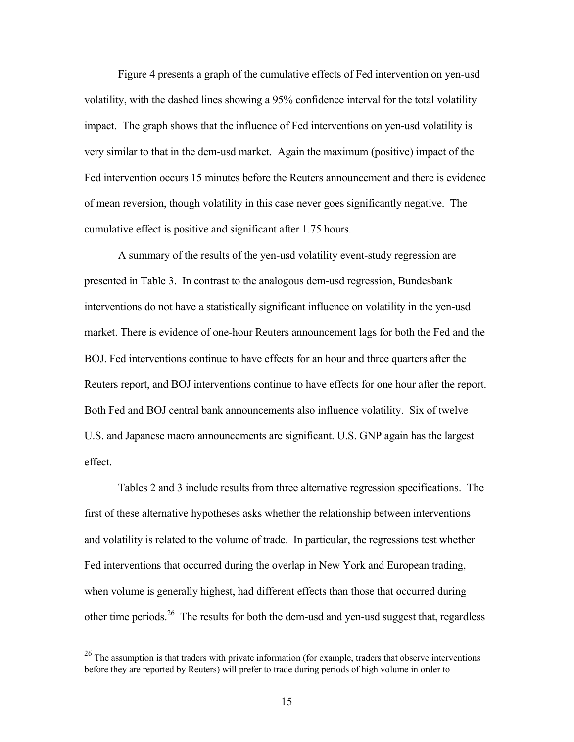Figure 4 presents a graph of the cumulative effects of Fed intervention on yen-usd volatility, with the dashed lines showing a 95% confidence interval for the total volatility impact. The graph shows that the influence of Fed interventions on yen-usd volatility is very similar to that in the dem-usd market. Again the maximum (positive) impact of the Fed intervention occurs 15 minutes before the Reuters announcement and there is evidence of mean reversion, though volatility in this case never goes significantly negative. The cumulative effect is positive and significant after 1.75 hours.

A summary of the results of the yen-usd volatility event-study regression are presented in Table 3. In contrast to the analogous dem-usd regression, Bundesbank interventions do not have a statistically significant influence on volatility in the yen-usd market. There is evidence of one-hour Reuters announcement lags for both the Fed and the BOJ. Fed interventions continue to have effects for an hour and three quarters after the Reuters report, and BOJ interventions continue to have effects for one hour after the report. Both Fed and BOJ central bank announcements also influence volatility. Six of twelve U.S. and Japanese macro announcements are significant. U.S. GNP again has the largest effect.

Tables 2 and 3 include results from three alternative regression specifications. The first of these alternative hypotheses asks whether the relationship between interventions and volatility is related to the volume of trade. In particular, the regressions test whether Fed interventions that occurred during the overlap in New York and European trading, when volume is generally highest, had different effects than those that occurred during other time periods.[26] The results for both the dem-usd and yen-usd suggest that, regardless

[26] The assumption is that traders with private information (for example, traders that observe interventions before they are reported by Reuters) will prefer to trade during periods of high volume in order to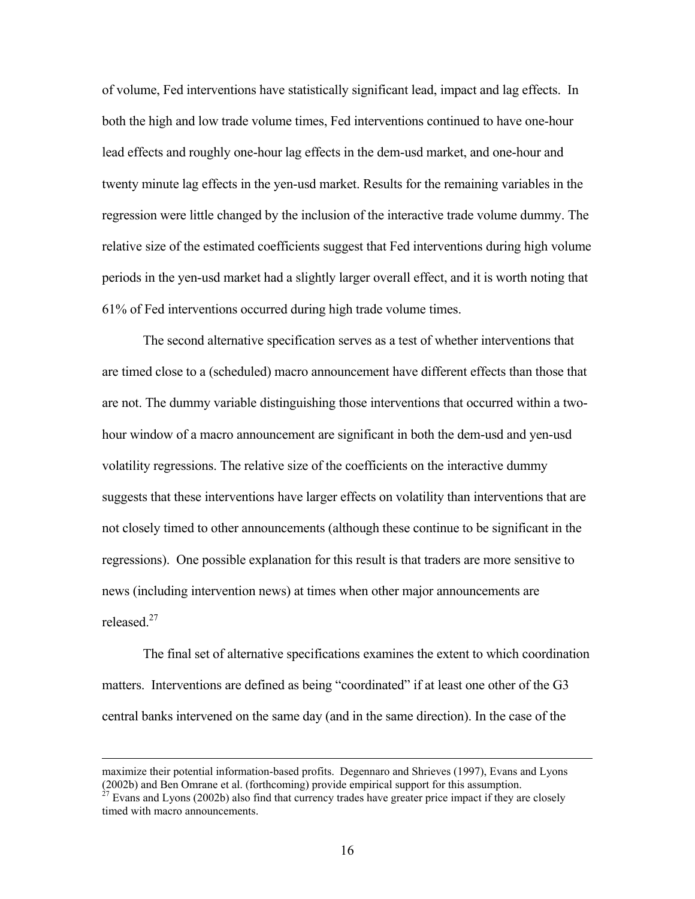of volume, Fed interventions have statistically significant lead, impact and lag effects. In both the high and low trade volume times, Fed interventions continued to have one-hour lead effects and roughly one-hour lag effects in the dem-usd market, and one-hour and twenty minute lag effects in the yen-usd market. Results for the remaining variables in the regression were little changed by the inclusion of the interactive trade volume dummy. The relative size of the estimated coefficients suggest that Fed interventions during high volume periods in the yen-usd market had a slightly larger overall effect, and it is worth noting that 61% of Fed interventions occurred during high trade volume times.

The second alternative specification serves as a test of whether interventions that are timed close to a (scheduled) macro announcement have different effects than those that are not. The dummy variable distinguishing those interventions that occurred within a two-hour window of a macro announcement are significant in both the dem-usd and yen-usd volatility regressions. The relative size of the coefficients on the interactive dummy suggests that these interventions have larger effects on volatility than interventions that are not closely timed to other announcements (although these continue to be significant in the regressions). One possible explanation for this result is that traders are more sensitive to news (including intervention news) at times when other major announcements are released.[27]

The final set of alternative specifications examines the extent to which coordination matters. Interventions are defined as being "coordinated" if at least one other of the G3 central banks intervened on the same day (and in the same direction). In the case of the

---

maximize their potential information-based profits. Degennaro and Shrieves (1997), Evans and Lyons (2002b) and Ben Omrane et al. (forthcoming) provide empirical support for this assumption.

[27] Evans and Lyons (2002b) also find that currency trades have greater price impact if they are closely timed with macro announcements.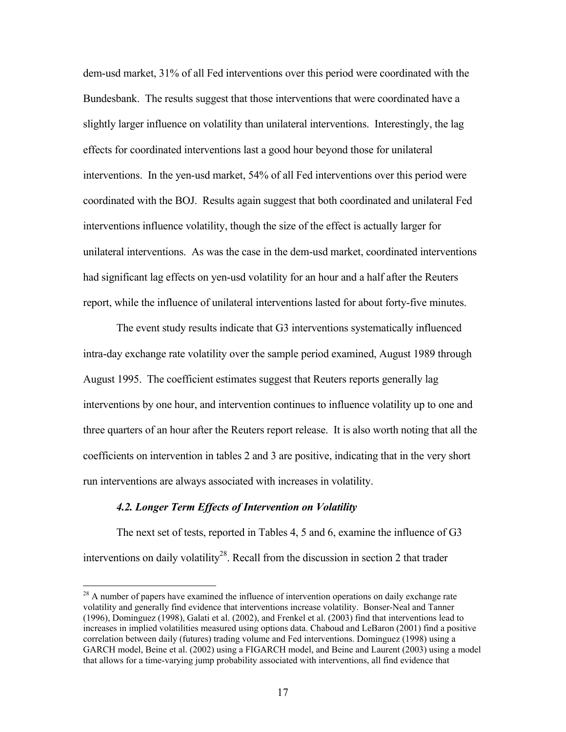dem-usd market, 31% of all Fed interventions over this period were coordinated with the Bundesbank. The results suggest that those interventions that were coordinated have a slightly larger influence on volatility than unilateral interventions. Interestingly, the lag effects for coordinated interventions last a good hour beyond those for unilateral interventions. In the yen-usd market, 54% of all Fed interventions over this period were coordinated with the BOJ. Results again suggest that both coordinated and unilateral Fed interventions influence volatility, though the size of the effect is actually larger for unilateral interventions. As was the case in the dem-usd market, coordinated interventions had significant lag effects on yen-usd volatility for an hour and a half after the Reuters report, while the influence of unilateral interventions lasted for about forty-five minutes.

The event study results indicate that G3 interventions systematically influenced intra-day exchange rate volatility over the sample period examined, August 1989 through August 1995. The coefficient estimates suggest that Reuters reports generally lag interventions by one hour, and intervention continues to influence volatility up to one and three quarters of an hour after the Reuters report release. It is also worth noting that all the coefficients on intervention in tables 2 and 3 are positive, indicating that in the very short run interventions are always associated with increases in volatility.

### *4.2. Longer Term Effects of Intervention on Volatility*

The next set of tests, reported in Tables 4, 5 and 6, examine the influence of G3 interventions on daily volatility[28]. Recall from the discussion in section 2 that trader

---

[28] A number of papers have examined the influence of intervention operations on daily exchange rate volatility and generally find evidence that interventions increase volatility. Bonser-Neal and Tanner (1996), Dominguez (1998), Galati et al. (2002), and Frenkel et al. (2003) find that interventions lead to increases in implied volatilities measured using options data. Chaboud and LeBaron (2001) find a positive correlation between daily (futures) trading volume and Fed interventions. Dominguez (1998) using a GARCH model, Beine et al. (2002) using a FIGARCH model, and Beine and Laurent (2003) using a model that allows for a time-varying jump probability associated with interventions, all find evidence that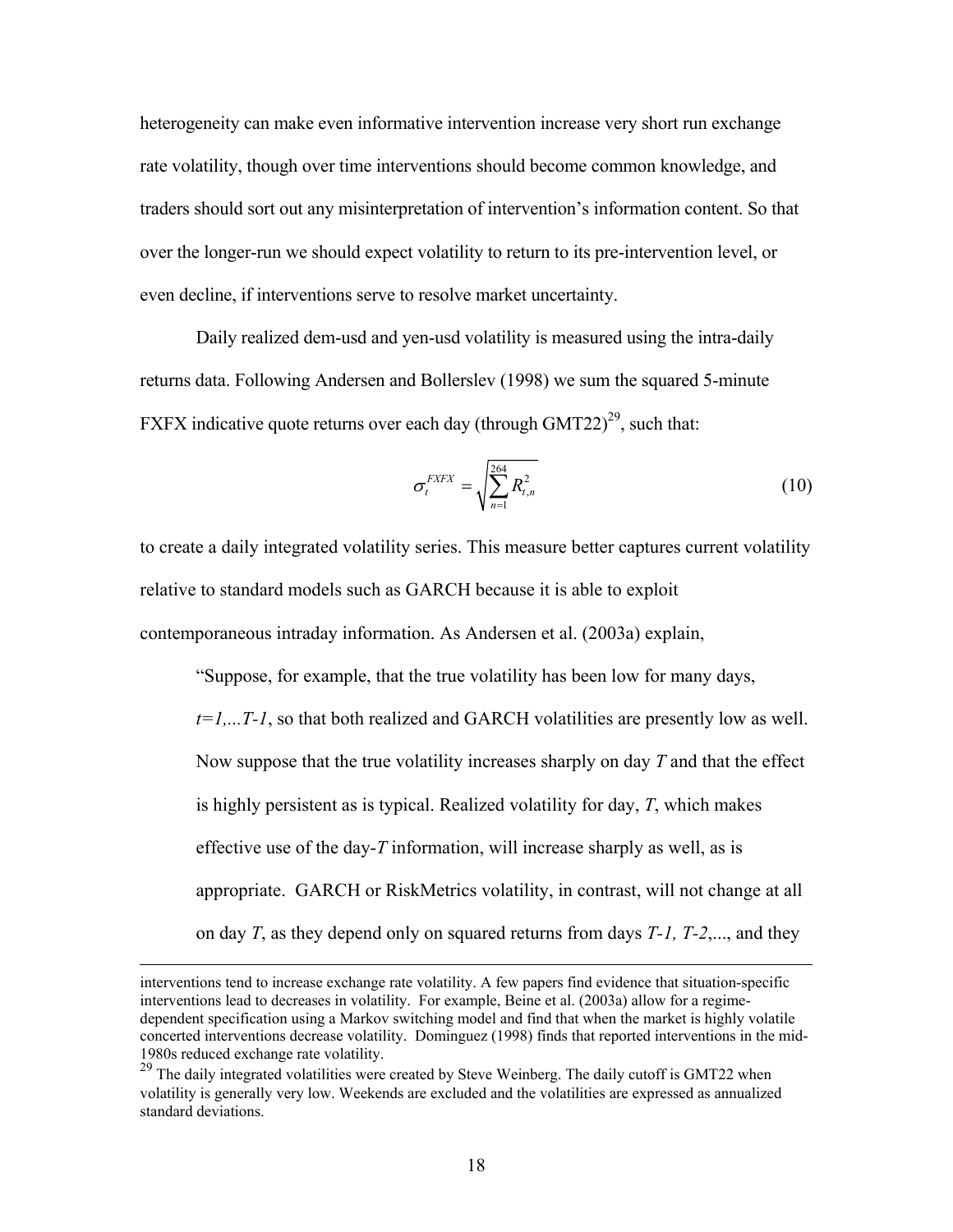heterogeneity can make even informative intervention increase very short run exchange rate volatility, though over time interventions should become common knowledge, and traders should sort out any misinterpretation of intervention's information content. So that over the longer-run we should expect volatility to return to its pre-intervention level, or even decline, if interventions serve to resolve market uncertainty.

Daily realized dem-usd and yen-usd volatility is measured using the intra-daily returns data. Following Andersen and Bollerslev (1998) we sum the squared 5-minute FXFX indicative quote returns over each day (through GMT22)[29], such that:

$$\sigma_t^{FXFX} = \sqrt{\sum_{n=1}^{264} R_{t,n}^2} \tag{10}$$

to create a daily integrated volatility series. This measure better captures current volatility relative to standard models such as GARCH because it is able to exploit contemporaneous intraday information. As Andersen et al. (2003a) explain,

> "Suppose, for example, that the true volatility has been low for many days, *t=1,...T-1*, so that both realized and GARCH volatilities are presently low as well. Now suppose that the true volatility increases sharply on day *T* and that the effect is highly persistent as is typical. Realized volatility for day, *T*, which makes effective use of the day-*T* information, will increase sharply as well, as is appropriate. GARCH or RiskMetrics volatility, in contrast, will not change at all on day *T*, as they depend only on squared returns from days *T-1, T-2*,..., and they

---

interventions tend to increase exchange rate volatility. A few papers find evidence that situation-specific interventions lead to decreases in volatility. For example, Beine et al. (2003a) allow for a regime-dependent specification using a Markov switching model and find that when the market is highly volatile concerted interventions decrease volatility. Dominguez (1998) finds that reported interventions in the mid-1980s reduced exchange rate volatility.

[29] The daily integrated volatilities were created by Steve Weinberg. The daily cutoff is GMT22 when volatility is generally very low. Weekends are excluded and the volatilities are expressed as annualized standard deviations.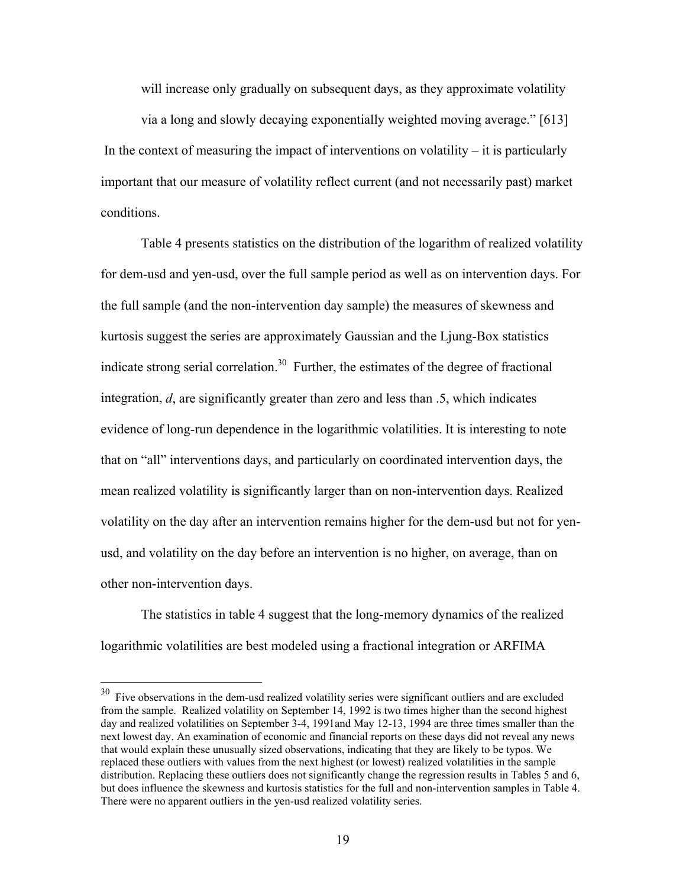will increase only gradually on subsequent days, as they approximate volatility via a long and slowly decaying exponentially weighted moving average." [613]

In the context of measuring the impact of interventions on volatility – it is particularly important that our measure of volatility reflect current (and not necessarily past) market conditions.

Table 4 presents statistics on the distribution of the logarithm of realized volatility for dem-usd and yen-usd, over the full sample period as well as on intervention days. For the full sample (and the non-intervention day sample) the measures of skewness and kurtosis suggest the series are approximately Gaussian and the Ljung-Box statistics indicate strong serial correlation.[30] Further, the estimates of the degree of fractional integration, *d*, are significantly greater than zero and less than .5, which indicates evidence of long-run dependence in the logarithmic volatilities. It is interesting to note that on "all" interventions days, and particularly on coordinated intervention days, the mean realized volatility is significantly larger than on non-intervention days. Realized volatility on the day after an intervention remains higher for the dem-usd but not for yen-usd, and volatility on the day before an intervention is no higher, on average, than on other non-intervention days.

The statistics in table 4 suggest that the long-memory dynamics of the realized logarithmic volatilities are best modeled using a fractional integration or ARFIMA

---

[30] Five observations in the dem-usd realized volatility series were significant outliers and are excluded from the sample. Realized volatility on September 14, 1992 is two times higher than the second highest day and realized volatilities on September 3-4, 1991and May 12-13, 1994 are three times smaller than the next lowest day. An examination of economic and financial reports on these days did not reveal any news that would explain these unusually sized observations, indicating that they are likely to be typos. We replaced these outliers with values from the next highest (or lowest) realized volatilities in the sample distribution. Replacing these outliers does not significantly change the regression results in Tables 5 and 6, but does influence the skewness and kurtosis statistics for the full and non-intervention samples in Table 4. There were no apparent outliers in the yen-usd realized volatility series.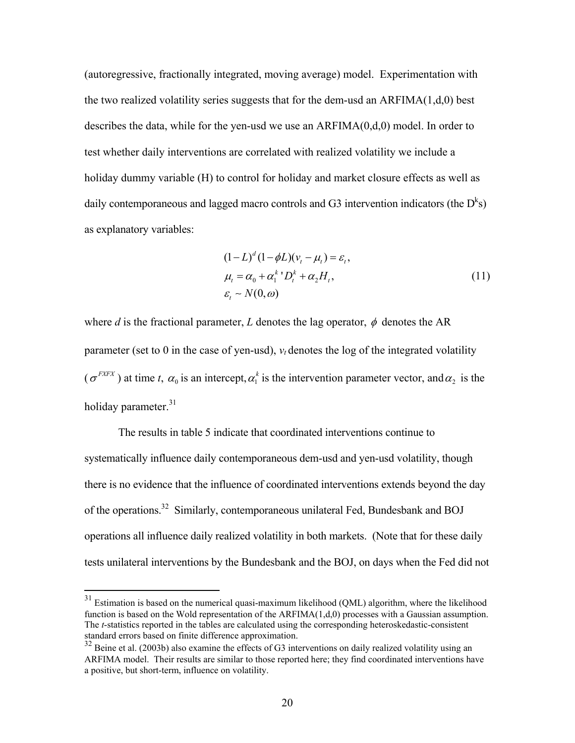(autoregressive, fractionally integrated, moving average) model. Experimentation with the two realized volatility series suggests that for the dem-usd an ARFIMA(1,d,0) best describes the data, while for the yen-usd we use an ARFIMA(0,d,0) model. In order to test whether daily interventions are correlated with realized volatility we include a holiday dummy variable (H) to control for holiday and market closure effects as well as daily contemporaneous and lagged macro controls and G3 intervention indicators (the $D^k$s) as explanatory variables:

$$
\begin{aligned}
&(1-L)^d(1-\phi L)(v_t-\mu_t)=\varepsilon_t, \\
&\mu_t=\alpha_0+\alpha_1^{k}{}'D_t^k+\alpha_2 H_t, \\
&\varepsilon_t \sim N(0,\omega)
\end{aligned} \tag{11}
$$

where $d$ is the fractional parameter, $L$ denotes the lag operator, $\phi$ denotes the AR parameter (set to 0 in the case of yen-usd), $v_t$ denotes the log of the integrated volatility ($\sigma^{FXFX}$) at time $t$, $\alpha_0$ is an intercept, $\alpha_1^k$ is the intervention parameter vector, and $\alpha_2$ is the holiday parameter.[31]

The results in table 5 indicate that coordinated interventions continue to systematically influence daily contemporaneous dem-usd and yen-usd volatility, though there is no evidence that the influence of coordinated interventions extends beyond the day of the operations.[32] Similarly, contemporaneous unilateral Fed, Bundesbank and BOJ operations all influence daily realized volatility in both markets. (Note that for these daily tests unilateral interventions by the Bundesbank and the BOJ, on days when the Fed did not

---

[31] Estimation is based on the numerical quasi-maximum likelihood (QML) algorithm, where the likelihood function is based on the Wold representation of the ARFIMA(1,d,0) processes with a Gaussian assumption. The *t*-statistics reported in the tables are calculated using the corresponding heteroskedastic-consistent standard errors based on finite difference approximation.

[32] Beine et al. (2003b) also examine the effects of G3 interventions on daily realized volatility using an ARFIMA model. Their results are similar to those reported here; they find coordinated interventions have a positive, but short-term, influence on volatility.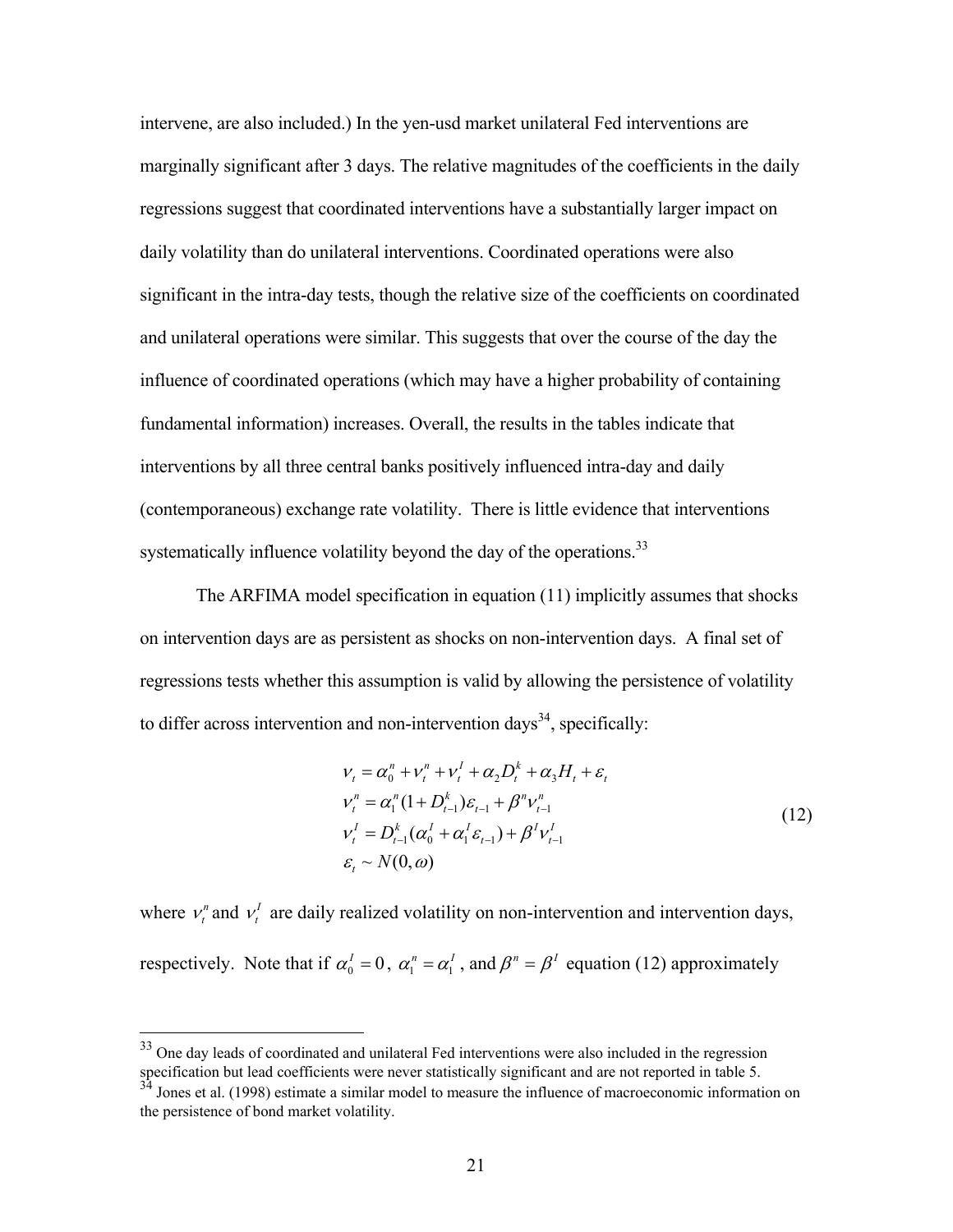intervene, are also included.) In the yen-usd market unilateral Fed interventions are marginally significant after 3 days. The relative magnitudes of the coefficients in the daily regressions suggest that coordinated interventions have a substantially larger impact on daily volatility than do unilateral interventions. Coordinated operations were also significant in the intra-day tests, though the relative size of the coefficients on coordinated and unilateral operations were similar. This suggests that over the course of the day the influence of coordinated operations (which may have a higher probability of containing fundamental information) increases. Overall, the results in the tables indicate that interventions by all three central banks positively influenced intra-day and daily (contemporaneous) exchange rate volatility. There is little evidence that interventions systematically influence volatility beyond the day of the operations.[33]

The ARFIMA model specification in equation (11) implicitly assumes that shocks on intervention days are as persistent as shocks on non-intervention days. A final set of regressions tests whether this assumption is valid by allowing the persistence of volatility to differ across intervention and non-intervention days[34], specifically:

$$
\begin{aligned}
\nu_t &= \alpha_0^n + \nu_t^n + \nu_t^I + \alpha_2 D_t^k + \alpha_3 H_t + \varepsilon_t \\
\nu_t^n &= \alpha_1^n (1 + D_{t-1}^k)\varepsilon_{t-1} + \beta^n \nu_{t-1}^n \\
\nu_t^I &= D_{t-1}^k (\alpha_0^I + \alpha_1^I \varepsilon_{t-1}) + \beta^I \nu_{t-1}^I \\
\varepsilon_t &\sim N(0, \omega)
\end{aligned}
\tag{12}
$$

where $\nu_t^n$ and $\nu_t^I$ are daily realized volatility on non-intervention and intervention days, respectively. Note that if $\alpha_0^I = 0$, $\alpha_1^n = \alpha_1^I$, and $\beta^n = \beta^I$ equation (12) approximately

[33] One day leads of coordinated and unilateral Fed interventions were also included in the regression specification but lead coefficients were never statistically significant and are not reported in table 5.

[34] Jones et al. (1998) estimate a similar model to measure the influence of macroeconomic information on the persistence of bond market volatility.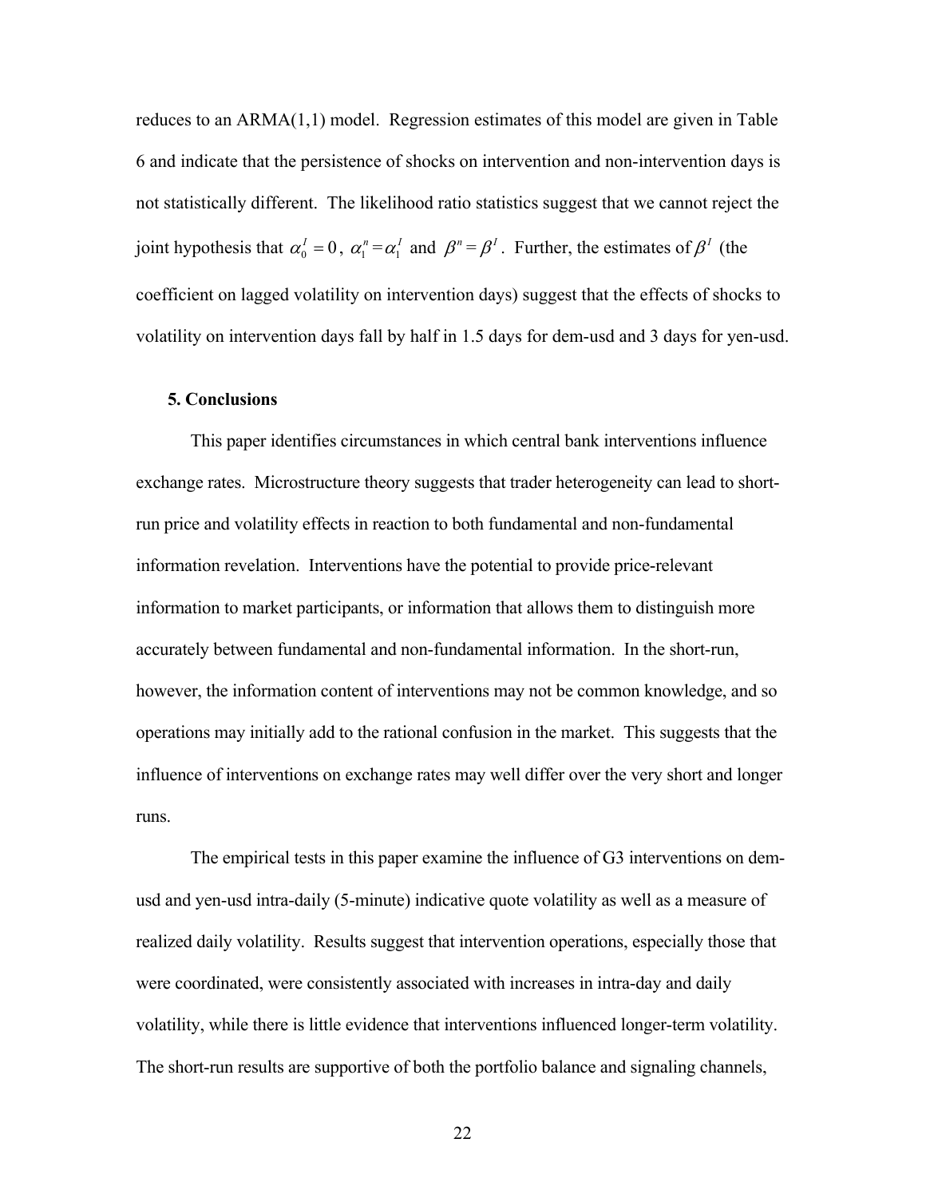reduces to an ARMA(1,1) model. Regression estimates of this model are given in Table 6 and indicate that the persistence of shocks on intervention and non-intervention days is not statistically different. The likelihood ratio statistics suggest that we cannot reject the joint hypothesis that $\alpha_0^I = 0$, $\alpha_1^n = \alpha_1^I$ and $\beta^n = \beta^I$. Further, the estimates of $\beta^I$ (the coefficient on lagged volatility on intervention days) suggest that the effects of shocks to volatility on intervention days fall by half in 1.5 days for dem-usd and 3 days for yen-usd.

### 5. Conclusions

This paper identifies circumstances in which central bank interventions influence exchange rates. Microstructure theory suggests that trader heterogeneity can lead to short-run price and volatility effects in reaction to both fundamental and non-fundamental information revelation. Interventions have the potential to provide price-relevant information to market participants, or information that allows them to distinguish more accurately between fundamental and non-fundamental information. In the short-run, however, the information content of interventions may not be common knowledge, and so operations may initially add to the rational confusion in the market. This suggests that the influence of interventions on exchange rates may well differ over the very short and longer runs.

The empirical tests in this paper examine the influence of G3 interventions on dem-usd and yen-usd intra-daily (5-minute) indicative quote volatility as well as a measure of realized daily volatility. Results suggest that intervention operations, especially those that were coordinated, were consistently associated with increases in intra-day and daily volatility, while there is little evidence that interventions influenced longer-term volatility. The short-run results are supportive of both the portfolio balance and signaling channels,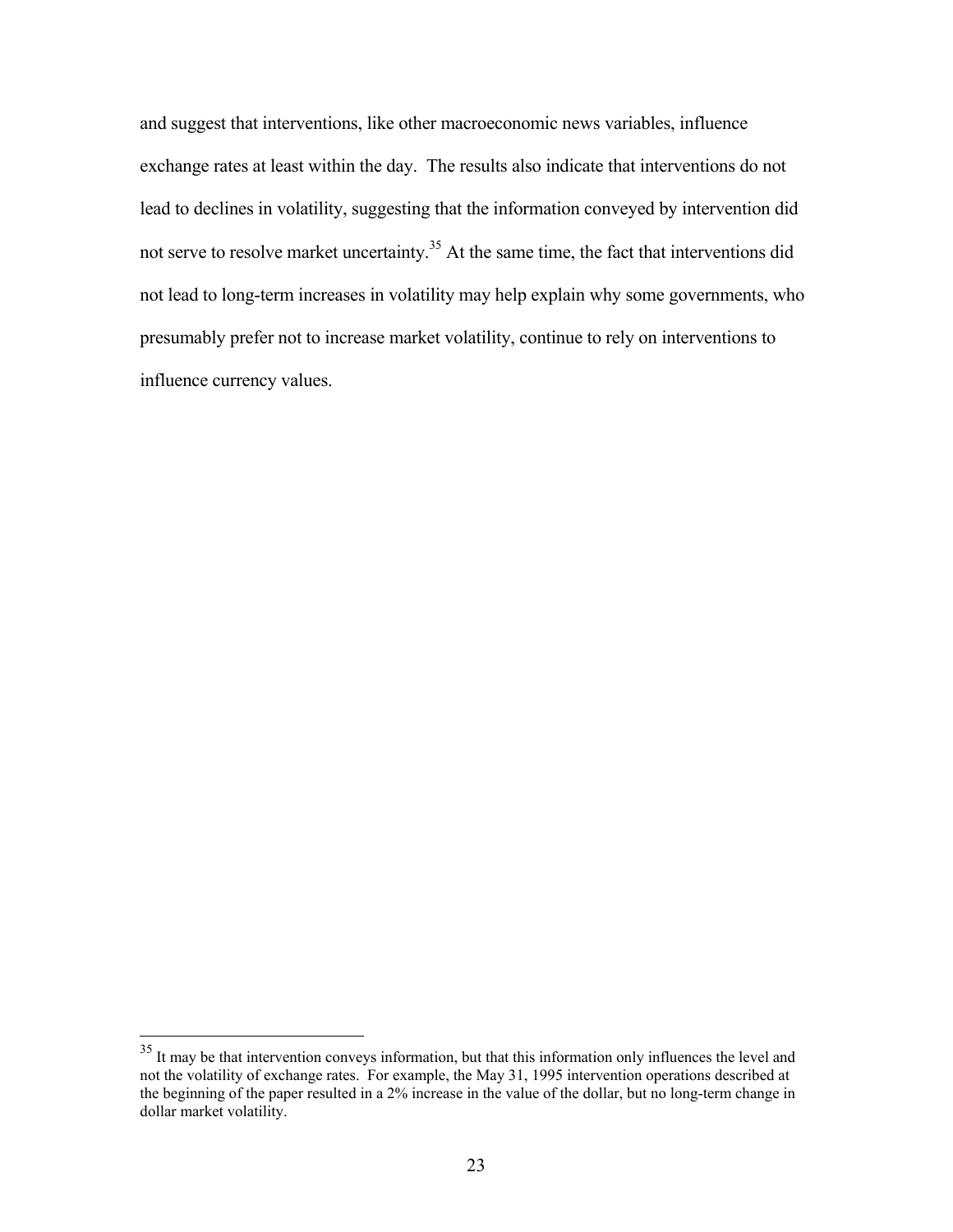and suggest that interventions, like other macroeconomic news variables, influence exchange rates at least within the day. The results also indicate that interventions do not lead to declines in volatility, suggesting that the information conveyed by intervention did not serve to resolve market uncertainty.[35] At the same time, the fact that interventions did not lead to long-term increases in volatility may help explain why some governments, who presumably prefer not to increase market volatility, continue to rely on interventions to influence currency values.

[35] It may be that intervention conveys information, but that this information only influences the level and not the volatility of exchange rates. For example, the May 31, 1995 intervention operations described at the beginning of the paper resulted in a 2% increase in the value of the dollar, but no long-term change in dollar market volatility.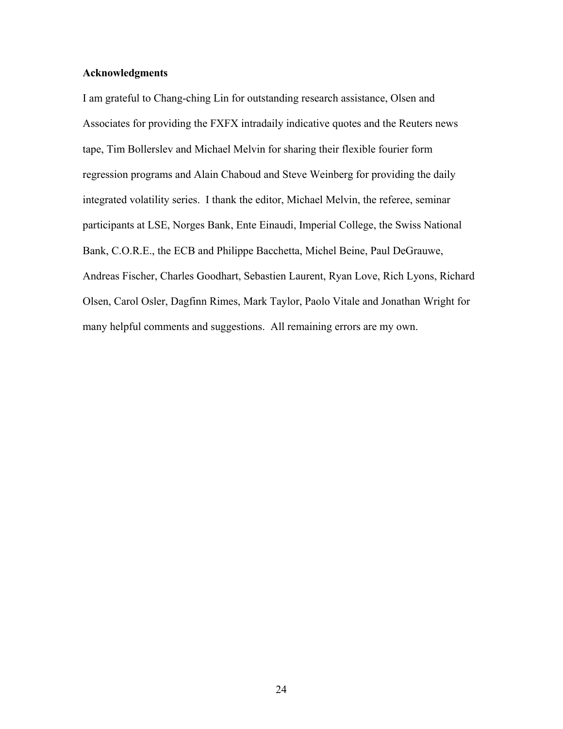**Acknowledgments**

I am grateful to Chang-ching Lin for outstanding research assistance, Olsen and Associates for providing the FXFX intradaily indicative quotes and the Reuters news tape, Tim Bollerslev and Michael Melvin for sharing their flexible fourier form regression programs and Alain Chaboud and Steve Weinberg for providing the daily integrated volatility series. I thank the editor, Michael Melvin, the referee, seminar participants at LSE, Norges Bank, Ente Einaudi, Imperial College, the Swiss National Bank, C.O.R.E., the ECB and Philippe Bacchetta, Michel Beine, Paul DeGrauwe, Andreas Fischer, Charles Goodhart, Sebastien Laurent, Ryan Love, Rich Lyons, Richard Olsen, Carol Osler, Dagfinn Rimes, Mark Taylor, Paolo Vitale and Jonathan Wright for many helpful comments and suggestions. All remaining errors are my own.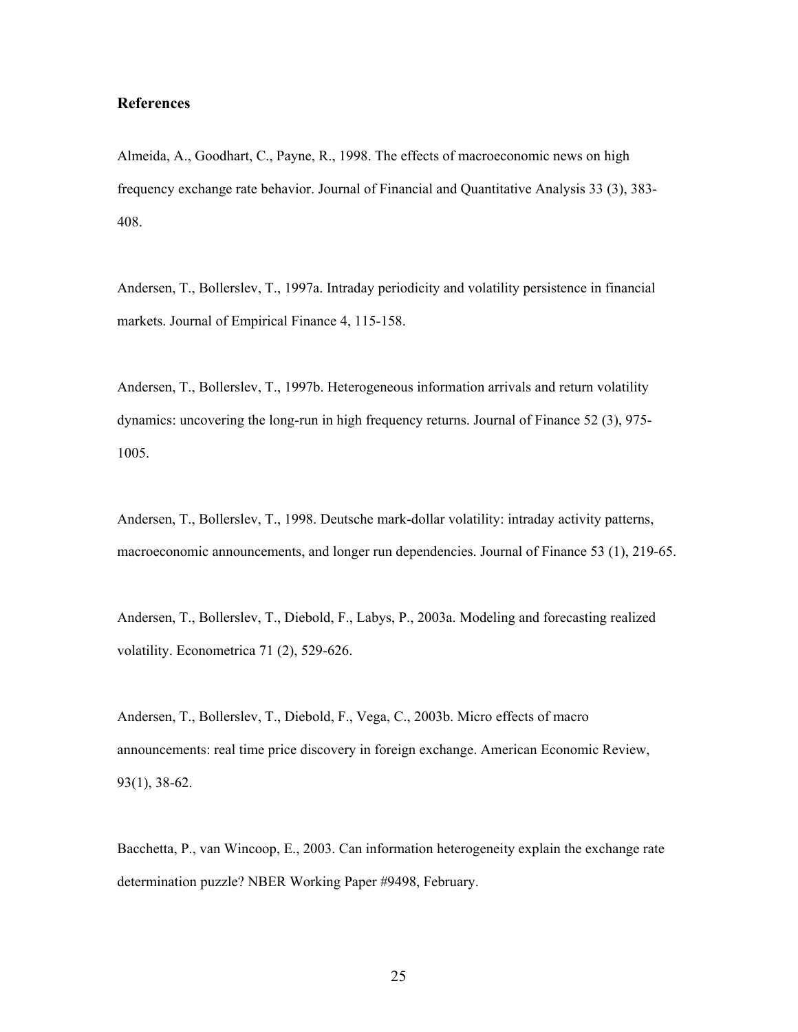## References

Almeida, A., Goodhart, C., Payne, R., 1998. The effects of macroeconomic news on high frequency exchange rate behavior. Journal of Financial and Quantitative Analysis 33 (3), 383-408.

Andersen, T., Bollerslev, T., 1997a. Intraday periodicity and volatility persistence in financial markets. Journal of Empirical Finance 4, 115-158.

Andersen, T., Bollerslev, T., 1997b. Heterogeneous information arrivals and return volatility dynamics: uncovering the long-run in high frequency returns. Journal of Finance 52 (3), 975-1005.

Andersen, T., Bollerslev, T., 1998. Deutsche mark-dollar volatility: intraday activity patterns, macroeconomic announcements, and longer run dependencies. Journal of Finance 53 (1), 219-65.

Andersen, T., Bollerslev, T., Diebold, F., Labys, P., 2003a. Modeling and forecasting realized volatility. Econometrica 71 (2), 529-626.

Andersen, T., Bollerslev, T., Diebold, F., Vega, C., 2003b. Micro effects of macro announcements: real time price discovery in foreign exchange. American Economic Review, 93(1), 38-62.

Bacchetta, P., van Wincoop, E., 2003. Can information heterogeneity explain the exchange rate determination puzzle? NBER Working Paper #9498, February.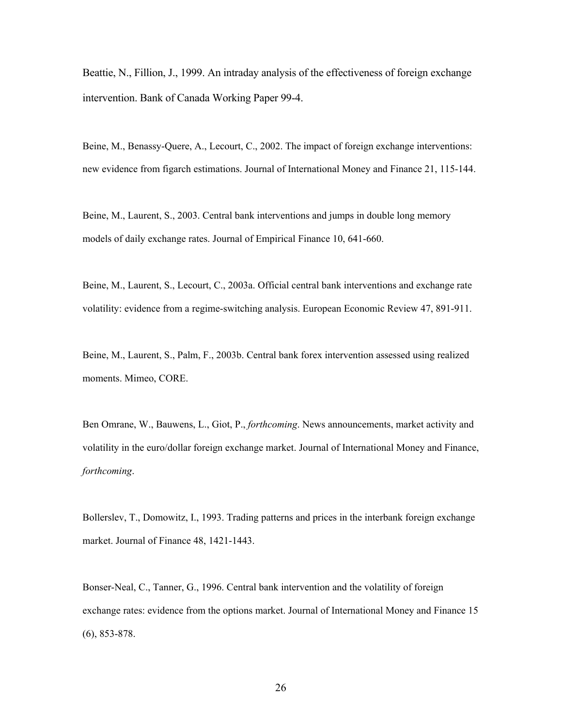Beattie, N., Fillion, J., 1999. An intraday analysis of the effectiveness of foreign exchange intervention. Bank of Canada Working Paper 99-4.

Beine, M., Benassy-Quere, A., Lecourt, C., 2002. The impact of foreign exchange interventions: new evidence from figarch estimations. Journal of International Money and Finance 21, 115-144.

Beine, M., Laurent, S., 2003. Central bank interventions and jumps in double long memory models of daily exchange rates. Journal of Empirical Finance 10, 641-660.

Beine, M., Laurent, S., Lecourt, C., 2003a. Official central bank interventions and exchange rate volatility: evidence from a regime-switching analysis. European Economic Review 47, 891-911.

Beine, M., Laurent, S., Palm, F., 2003b. Central bank forex intervention assessed using realized moments. Mimeo, CORE.

Ben Omrane, W., Bauwens, L., Giot, P., *forthcoming*. News announcements, market activity and volatility in the euro/dollar foreign exchange market. Journal of International Money and Finance, *forthcoming*.

Bollerslev, T., Domowitz, I., 1993. Trading patterns and prices in the interbank foreign exchange market. Journal of Finance 48, 1421-1443.

Bonser-Neal, C., Tanner, G., 1996. Central bank intervention and the volatility of foreign exchange rates: evidence from the options market. Journal of International Money and Finance 15 (6), 853-878.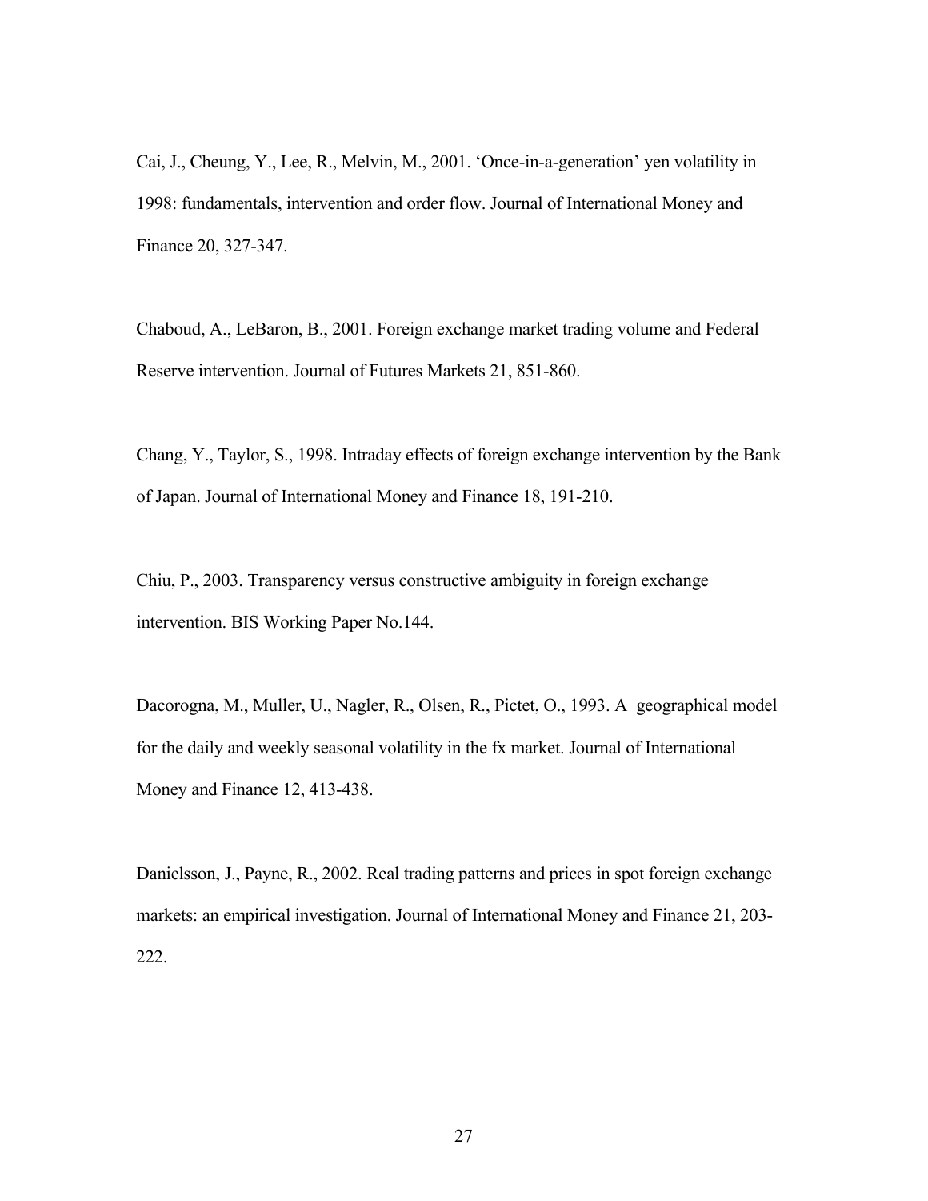Cai, J., Cheung, Y., Lee, R., Melvin, M., 2001. 'Once-in-a-generation' yen volatility in 1998: fundamentals, intervention and order flow. Journal of International Money and Finance 20, 327-347.

Chaboud, A., LeBaron, B., 2001. Foreign exchange market trading volume and Federal Reserve intervention. Journal of Futures Markets 21, 851-860.

Chang, Y., Taylor, S., 1998. Intraday effects of foreign exchange intervention by the Bank of Japan. Journal of International Money and Finance 18, 191-210.

Chiu, P., 2003. Transparency versus constructive ambiguity in foreign exchange intervention. BIS Working Paper No.144.

Dacorogna, M., Muller, U., Nagler, R., Olsen, R., Pictet, O., 1993. A geographical model for the daily and weekly seasonal volatility in the fx market. Journal of International Money and Finance 12, 413-438.

Danielsson, J., Payne, R., 2002. Real trading patterns and prices in spot foreign exchange markets: an empirical investigation. Journal of International Money and Finance 21, 203-222.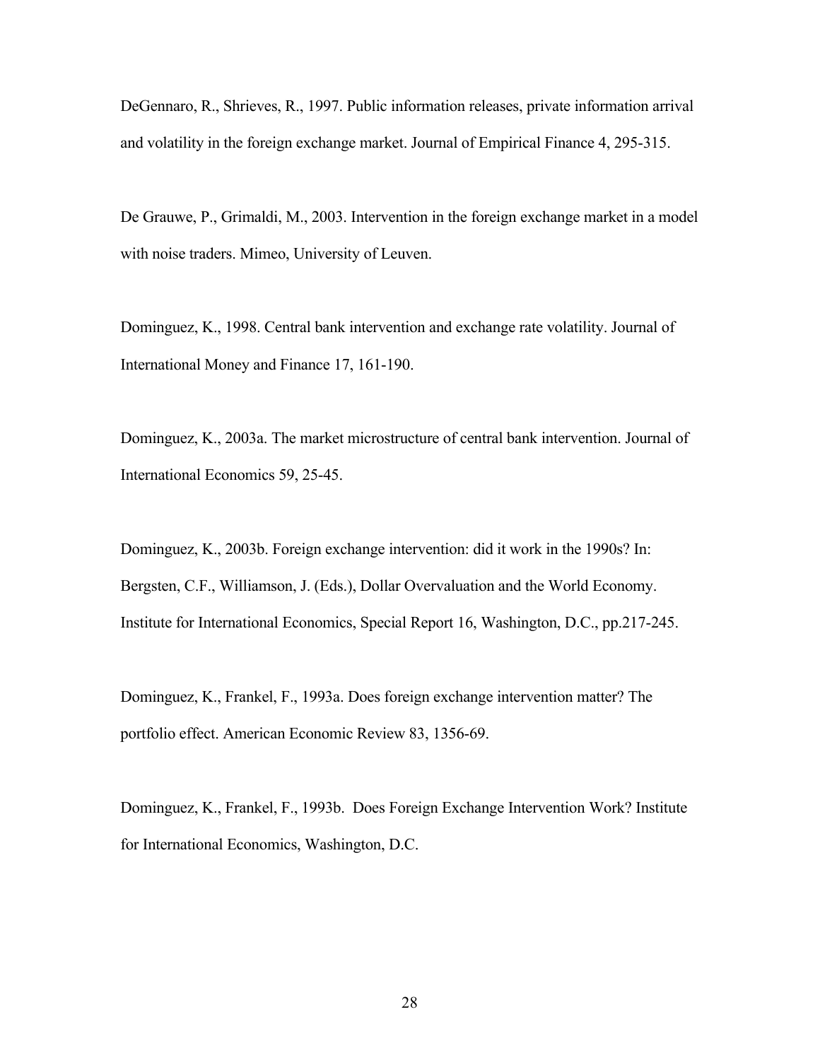DeGennaro, R., Shrieves, R., 1997. Public information releases, private information arrival and volatility in the foreign exchange market. Journal of Empirical Finance 4, 295-315.

De Grauwe, P., Grimaldi, M., 2003. Intervention in the foreign exchange market in a model with noise traders. Mimeo, University of Leuven.

Dominguez, K., 1998. Central bank intervention and exchange rate volatility. Journal of International Money and Finance 17, 161-190.

Dominguez, K., 2003a. The market microstructure of central bank intervention. Journal of International Economics 59, 25-45.

Dominguez, K., 2003b. Foreign exchange intervention: did it work in the 1990s? In: Bergsten, C.F., Williamson, J. (Eds.), Dollar Overvaluation and the World Economy. Institute for International Economics, Special Report 16, Washington, D.C., pp.217-245.

Dominguez, K., Frankel, F., 1993a. Does foreign exchange intervention matter? The portfolio effect. American Economic Review 83, 1356-69.

Dominguez, K., Frankel, F., 1993b. Does Foreign Exchange Intervention Work? Institute for International Economics, Washington, D.C.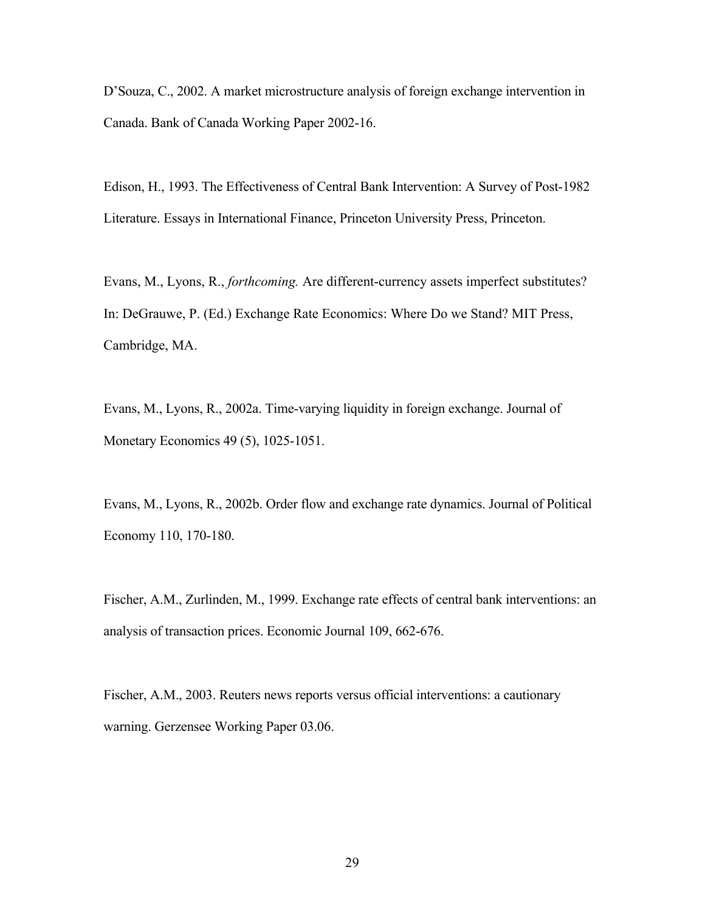D'Souza, C., 2002. A market microstructure analysis of foreign exchange intervention in Canada. Bank of Canada Working Paper 2002-16.

Edison, H., 1993. The Effectiveness of Central Bank Intervention: A Survey of Post-1982 Literature. Essays in International Finance, Princeton University Press, Princeton.

Evans, M., Lyons, R., *forthcoming.* Are different-currency assets imperfect substitutes? In: DeGrauwe, P. (Ed.) Exchange Rate Economics: Where Do we Stand? MIT Press, Cambridge, MA.

Evans, M., Lyons, R., 2002a. Time-varying liquidity in foreign exchange. Journal of Monetary Economics 49 (5), 1025-1051.

Evans, M., Lyons, R., 2002b. Order flow and exchange rate dynamics. Journal of Political Economy 110, 170-180.

Fischer, A.M., Zurlinden, M., 1999. Exchange rate effects of central bank interventions: an analysis of transaction prices. Economic Journal 109, 662-676.

Fischer, A.M., 2003. Reuters news reports versus official interventions: a cautionary warning. Gerzensee Working Paper 03.06.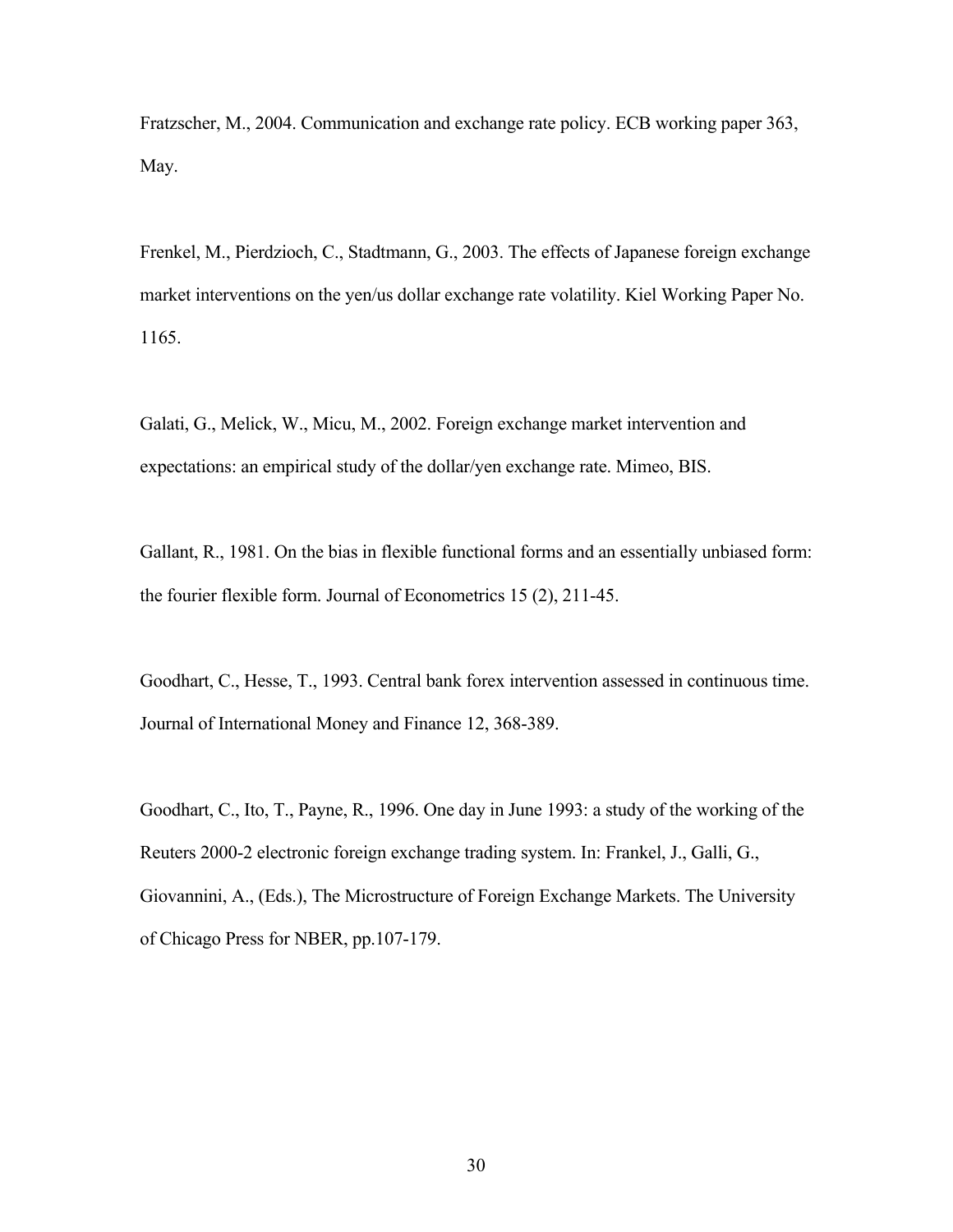Fratzscher, M., 2004. Communication and exchange rate policy. ECB working paper 363, May.

Frenkel, M., Pierdzioch, C., Stadtmann, G., 2003. The effects of Japanese foreign exchange market interventions on the yen/us dollar exchange rate volatility. Kiel Working Paper No. 1165.

Galati, G., Melick, W., Micu, M., 2002. Foreign exchange market intervention and expectations: an empirical study of the dollar/yen exchange rate. Mimeo, BIS.

Gallant, R., 1981. On the bias in flexible functional forms and an essentially unbiased form: the fourier flexible form. Journal of Econometrics 15 (2), 211-45.

Goodhart, C., Hesse, T., 1993. Central bank forex intervention assessed in continuous time. Journal of International Money and Finance 12, 368-389.

Goodhart, C., Ito, T., Payne, R., 1996. One day in June 1993: a study of the working of the Reuters 2000-2 electronic foreign exchange trading system. In: Frankel, J., Galli, G., Giovannini, A., (Eds.), The Microstructure of Foreign Exchange Markets. The University of Chicago Press for NBER, pp.107-179.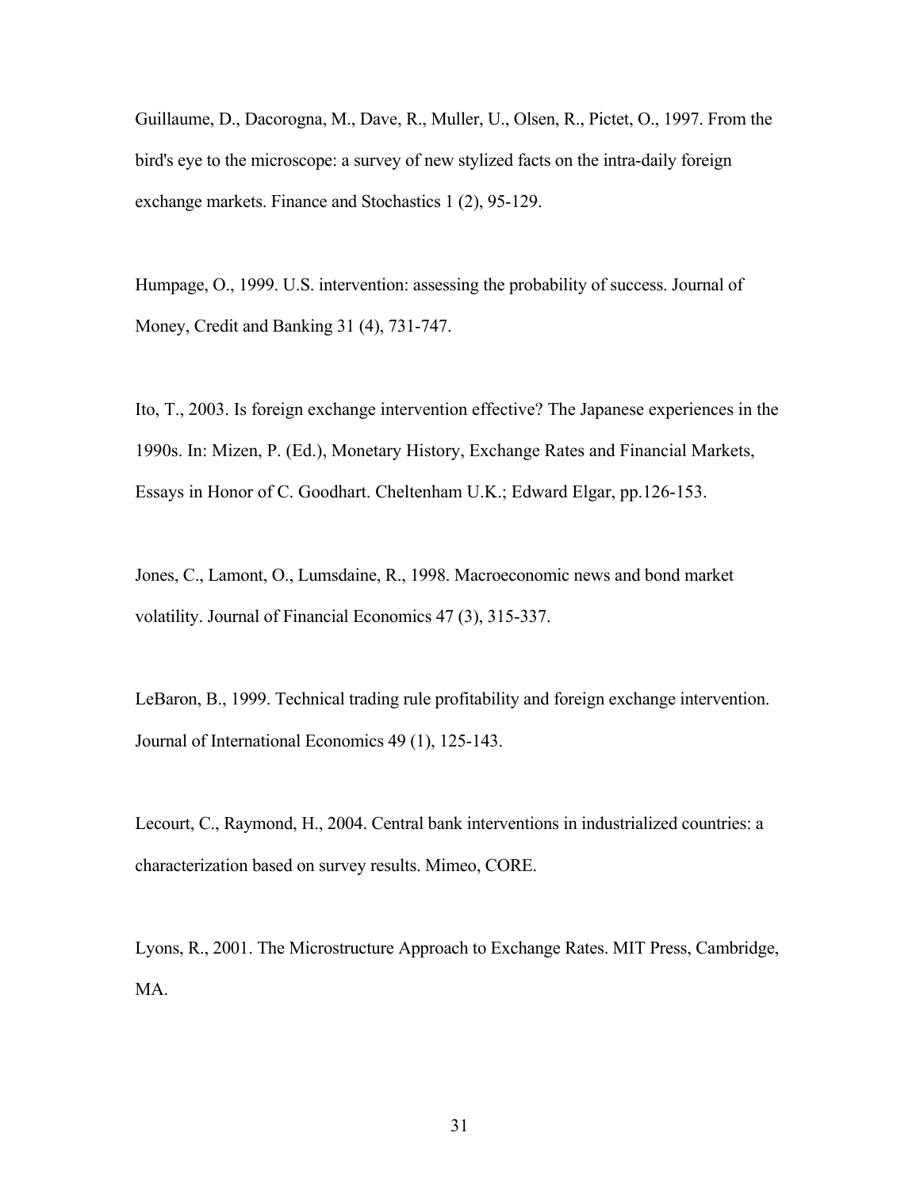Guillaume, D., Dacorogna, M., Dave, R., Muller, U., Olsen, R., Pictet, O., 1997. From the bird's eye to the microscope: a survey of new stylized facts on the intra-daily foreign exchange markets. Finance and Stochastics 1 (2), 95-129.

Humpage, O., 1999. U.S. intervention: assessing the probability of success. Journal of Money, Credit and Banking 31 (4), 731-747.

Ito, T., 2003. Is foreign exchange intervention effective? The Japanese experiences in the 1990s. In: Mizen, P. (Ed.), Monetary History, Exchange Rates and Financial Markets, Essays in Honor of C. Goodhart. Cheltenham U.K.; Edward Elgar, pp.126-153.

Jones, C., Lamont, O., Lumsdaine, R., 1998. Macroeconomic news and bond market volatility. Journal of Financial Economics 47 (3), 315-337.

LeBaron, B., 1999. Technical trading rule profitability and foreign exchange intervention. Journal of International Economics 49 (1), 125-143.

Lecourt, C., Raymond, H., 2004. Central bank interventions in industrialized countries: a characterization based on survey results. Mimeo, CORE.

Lyons, R., 2001. The Microstructure Approach to Exchange Rates. MIT Press, Cambridge, MA.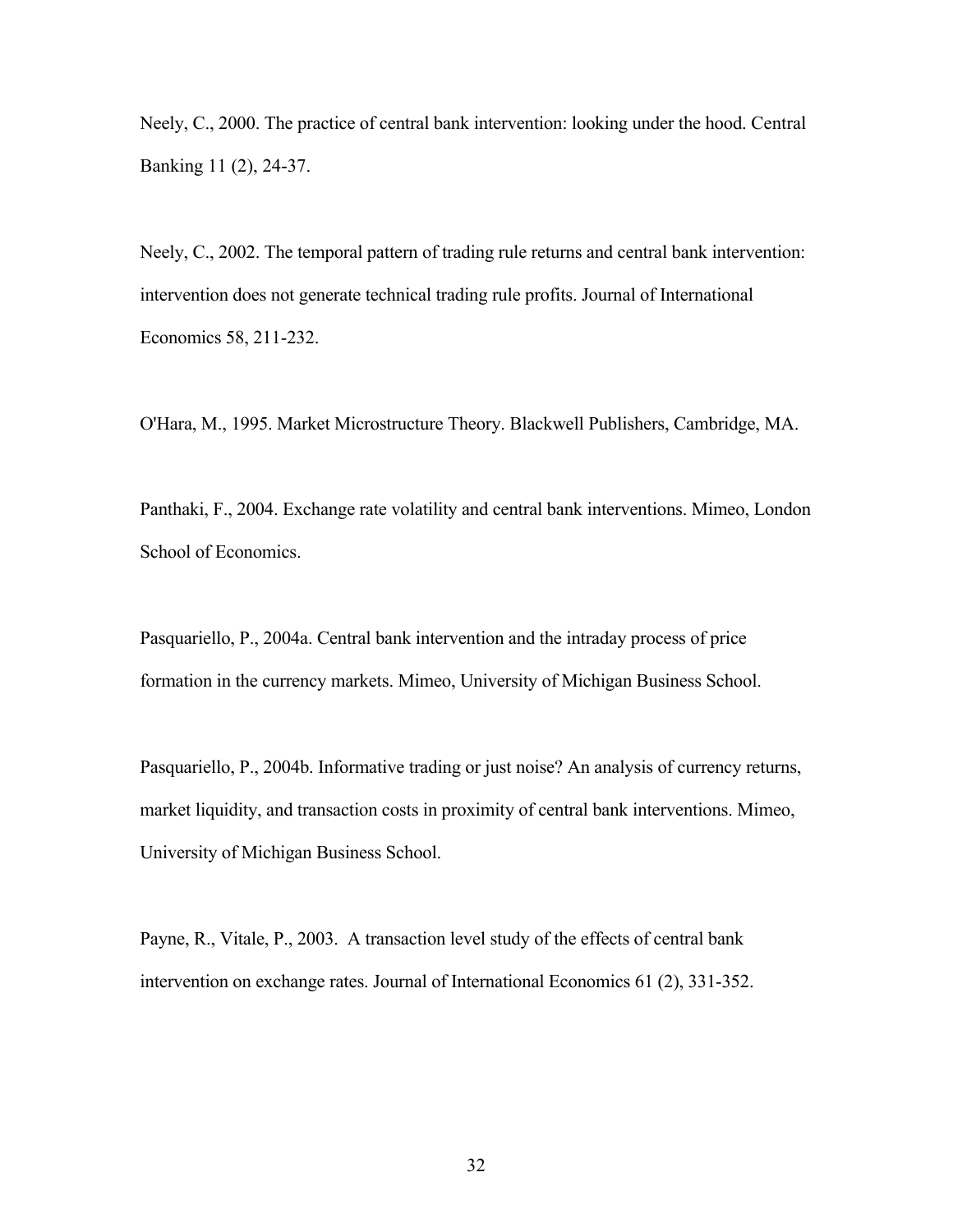Neely, C., 2000. The practice of central bank intervention: looking under the hood. Central Banking 11 (2), 24-37.

Neely, C., 2002. The temporal pattern of trading rule returns and central bank intervention: intervention does not generate technical trading rule profits. Journal of International Economics 58, 211-232.

O'Hara, M., 1995. Market Microstructure Theory. Blackwell Publishers, Cambridge, MA.

Panthaki, F., 2004. Exchange rate volatility and central bank interventions. Mimeo, London School of Economics.

Pasquariello, P., 2004a. Central bank intervention and the intraday process of price formation in the currency markets. Mimeo, University of Michigan Business School.

Pasquariello, P., 2004b. Informative trading or just noise? An analysis of currency returns, market liquidity, and transaction costs in proximity of central bank interventions. Mimeo, University of Michigan Business School.

Payne, R., Vitale, P., 2003. A transaction level study of the effects of central bank intervention on exchange rates. Journal of International Economics 61 (2), 331-352.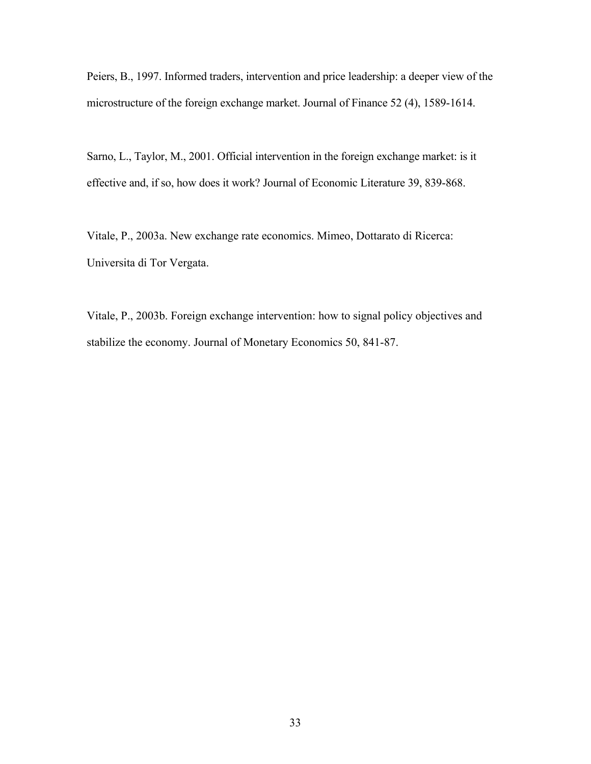Peiers, B., 1997. Informed traders, intervention and price leadership: a deeper view of the microstructure of the foreign exchange market. Journal of Finance 52 (4), 1589-1614.

Sarno, L., Taylor, M., 2001. Official intervention in the foreign exchange market: is it effective and, if so, how does it work? Journal of Economic Literature 39, 839-868.

Vitale, P., 2003a. New exchange rate economics. Mimeo, Dottarato di Ricerca: Universita di Tor Vergata.

Vitale, P., 2003b. Foreign exchange intervention: how to signal policy objectives and stabilize the economy. Journal of Monetary Economics 50, 841-87.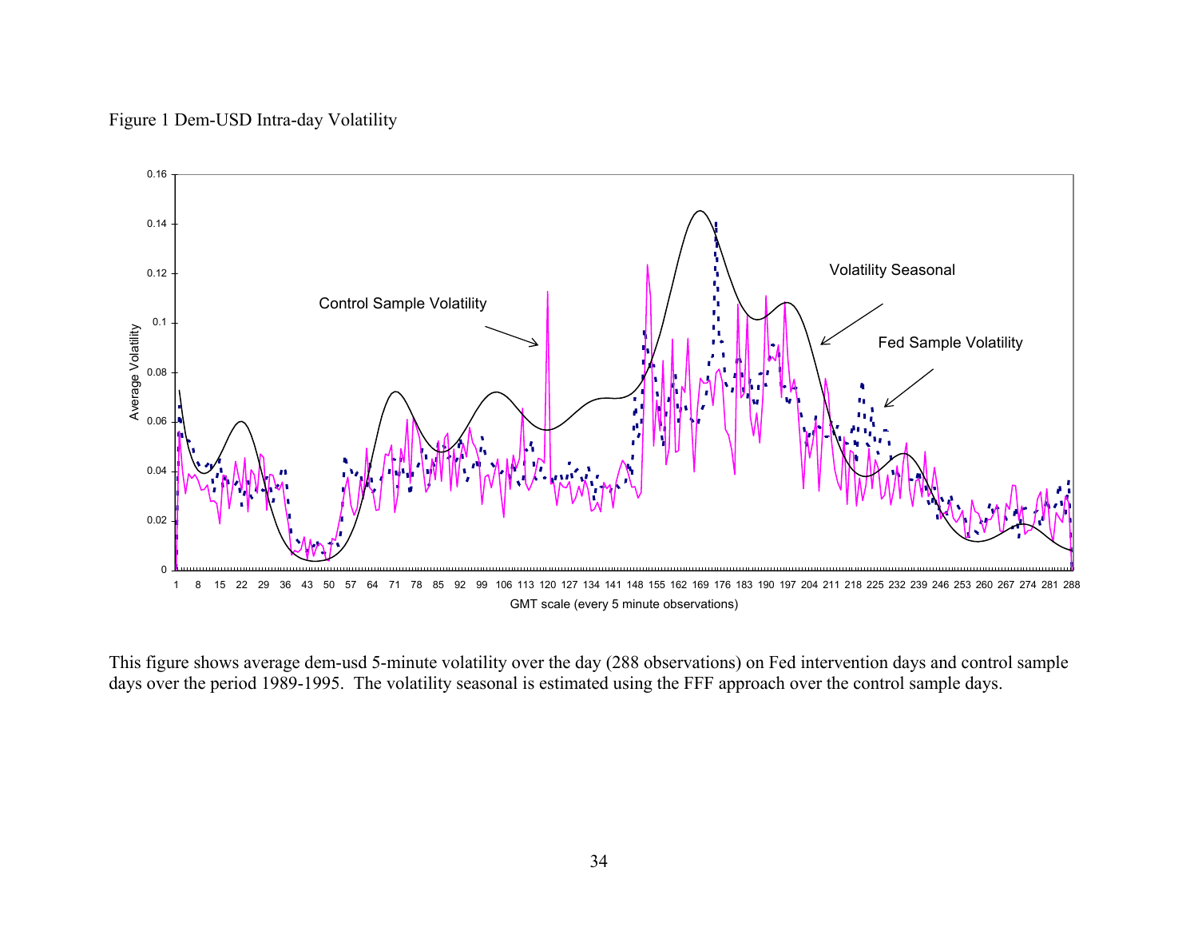Figure 1 Dem-USD Intra-day Volatility

This figure shows average dem-usd 5-minute volatility over the day (288 observations) on Fed intervention days and control sample days over the period 1989-1995. The volatility seasonal is estimated using the FFF approach over the control sample days.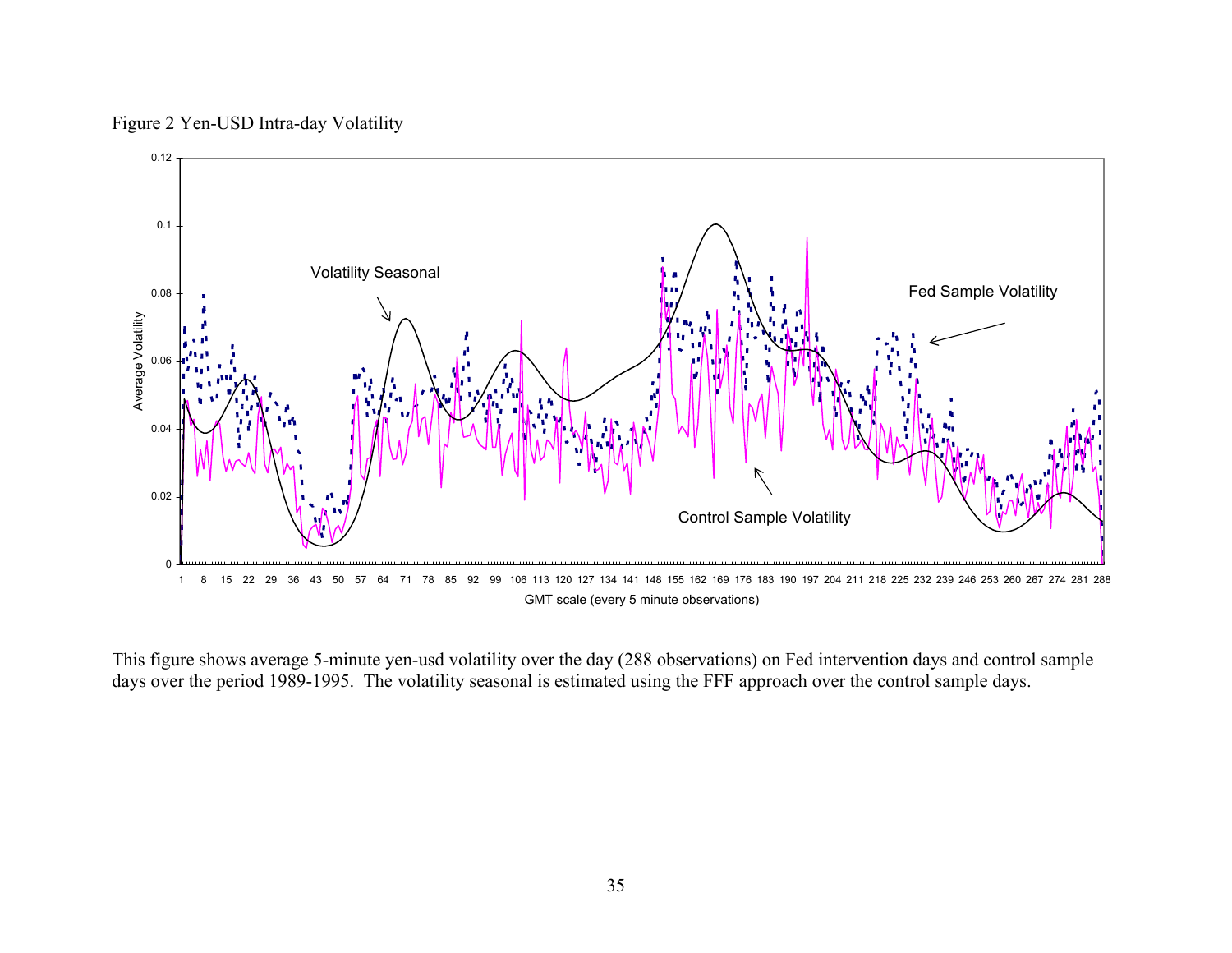Figure 2 Yen-USD Intra-day Volatility

This figure shows average 5-minute yen-usd volatility over the day (288 observations) on Fed intervention days and control sample days over the period 1989-1995. The volatility seasonal is estimated using the FFF approach over the control sample days.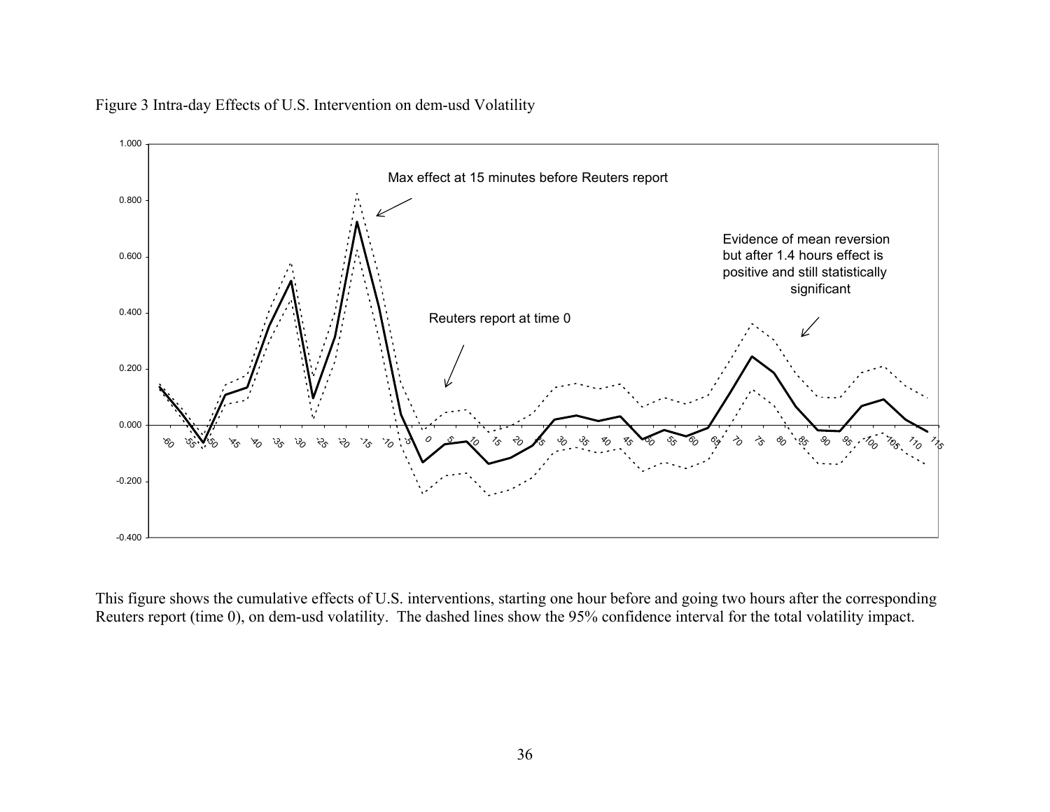Figure 3 Intra-day Effects of U.S. Intervention on dem-usd Volatility

Max effect at 15 minutes before Reuters report

Evidence of mean reversion but after 1.4 hours effect is positive and still statistically significant

Reuters report at time 0

This figure shows the cumulative effects of U.S. interventions, starting one hour before and going two hours after the corresponding Reuters report (time 0), on dem-usd volatility. The dashed lines show the 95% confidence interval for the total volatility impact.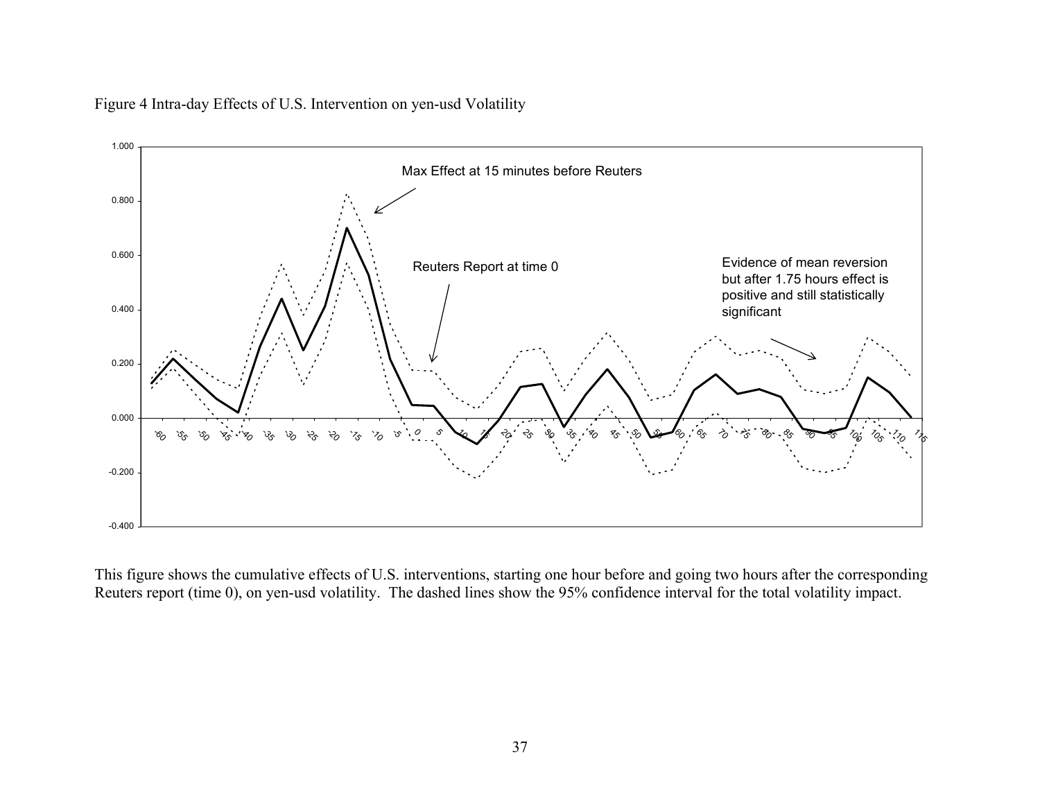Figure 4 Intra-day Effects of U.S. Intervention on yen-usd Volatility

This figure shows the cumulative effects of U.S. interventions, starting one hour before and going two hours after the corresponding Reuters report (time 0), on yen-usd volatility. The dashed lines show the 95% confidence interval for the total volatility impact.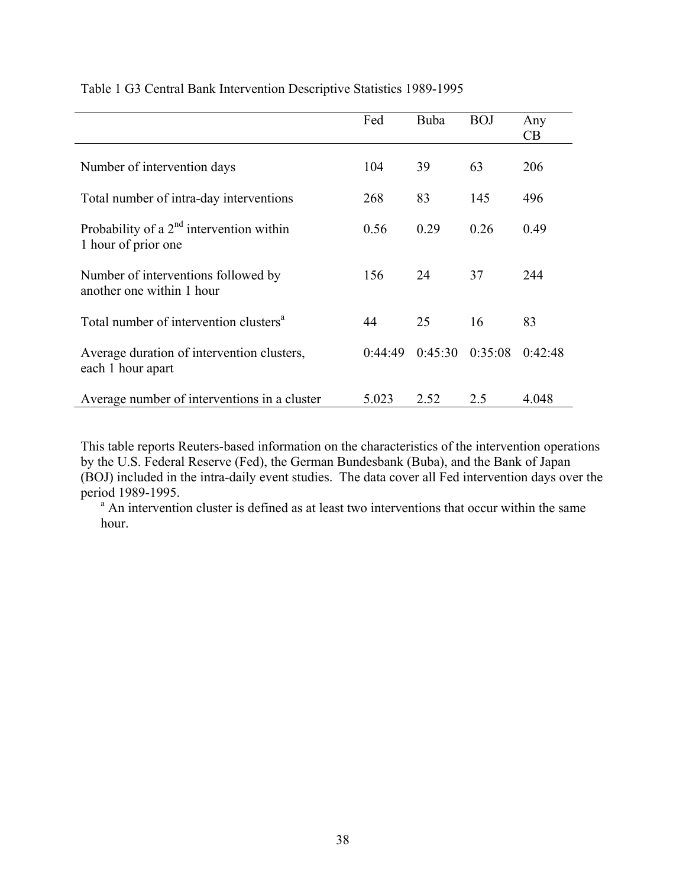Table 1 G3 Central Bank Intervention Descriptive Statistics 1989-1995

| | Fed | Buba | BOJ | Any CB |
|---|---|---|---|---|
| Number of intervention days | 104 | 39 | 63 | 206 |
| Total number of intra-day interventions | 268 | 83 | 145 | 496 |
| Probability of a 2nd intervention within 1 hour of prior one | 0.56 | 0.29 | 0.26 | 0.49 |
| Number of interventions followed by another one within 1 hour | 156 | 24 | 37 | 244 |
| Total number of intervention clusters[a] | 44 | 25 | 16 | 83 |
| Average duration of intervention clusters, each 1 hour apart | 0:44:49 | 0:45:30 | 0:35:08 | 0:42:48 |
| Average number of interventions in a cluster | 5.023 | 2.52 | 2.5 | 4.048 |

This table reports Reuters-based information on the characteristics of the intervention operations by the U.S. Federal Reserve (Fed), the German Bundesbank (Buba), and the Bank of Japan (BOJ) included in the intra-daily event studies. The data cover all Fed intervention days over the period 1989-1995.

[a] An intervention cluster is defined as at least two interventions that occur within the same hour.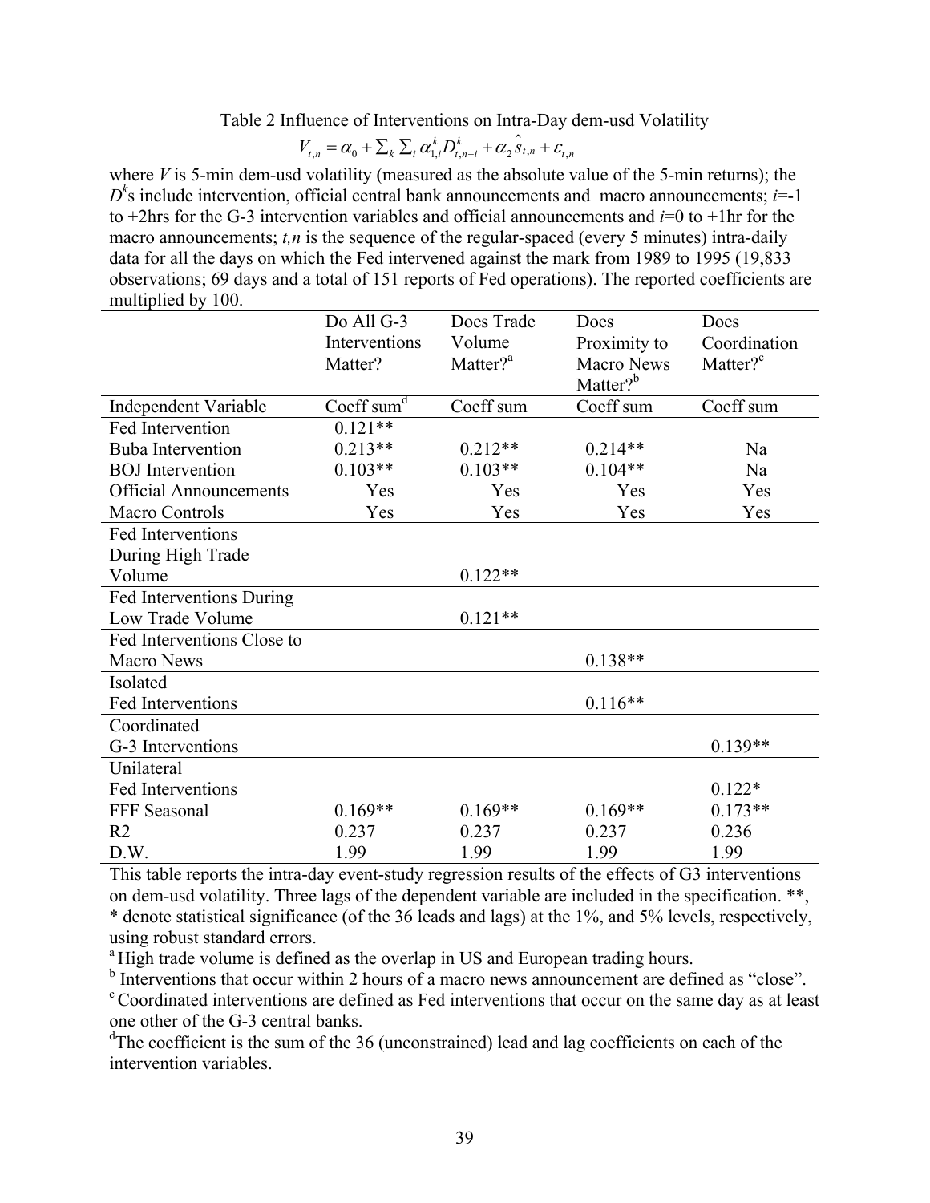Table 2 Influence of Interventions on Intra-Day dem-usd Volatility

$$V_{t,n} = \alpha_0 + \sum_k \sum_i \alpha_{1,i}^k D_{t,n+i}^k + \alpha_2 \hat{s}_{t,n} + \varepsilon_{t,n}$$

where $V$ is 5-min dem-usd volatility (measured as the absolute value of the 5-min returns); the $D^k$s include intervention, official central bank announcements and macro announcements; $i$=-1 to +2hrs for the G-3 intervention variables and official announcements and $i$=0 to +1hr for the macro announcements; $t,n$ is the sequence of the regular-spaced (every 5 minutes) intra-daily data for all the days on which the Fed intervened against the mark from 1989 to 1995 (19,833 observations; 69 days and a total of 151 reports of Fed operations). The reported coefficients are multiplied by 100.

| | Do All G-3 Interventions Matter? | Does Trade Volume Matter?[a] | Does Proximity to Macro News Matter?[b] | Does Coordination Matter?[c] |
|---|---|---|---|---|
| Independent Variable | Coeff sum[d] | Coeff sum | Coeff sum | Coeff sum |
| Fed Intervention | 0.121** | | | |
| Buba Intervention | 0.213** | 0.212** | 0.214** | Na |
| BOJ Intervention | 0.103** | 0.103** | 0.104** | Na |
| Official Announcements | Yes | Yes | Yes | Yes |
| Macro Controls | Yes | Yes | Yes | Yes |
| Fed Interventions During High Trade Volume | | 0.122** | | |
| Fed Interventions During Low Trade Volume | | 0.121** | | |
| Fed Interventions Close to Macro News | | | 0.138** | |
| Isolated Fed Interventions | | | 0.116** | |
| Coordinated G-3 Interventions | | | | 0.139** |
| Unilateral Fed Interventions | | | | 0.122* |
| FFF Seasonal | 0.169** | 0.169** | 0.169** | 0.173** |
| R2 | 0.237 | 0.237 | 0.237 | 0.236 |
| D.W. | 1.99 | 1.99 | 1.99 | 1.99 |

This table reports the intra-day event-study regression results of the effects of G3 interventions on dem-usd volatility. Three lags of the dependent variable are included in the specification. **, * denote statistical significance (of the 36 leads and lags) at the 1%, and 5% levels, respectively, using robust standard errors.

[a] High trade volume is defined as the overlap in US and European trading hours.

[b] Interventions that occur within 2 hours of a macro news announcement are defined as "close".

[c] Coordinated interventions are defined as Fed interventions that occur on the same day as at least one other of the G-3 central banks.

[d] The coefficient is the sum of the 36 (unconstrained) lead and lag coefficients on each of the intervention variables.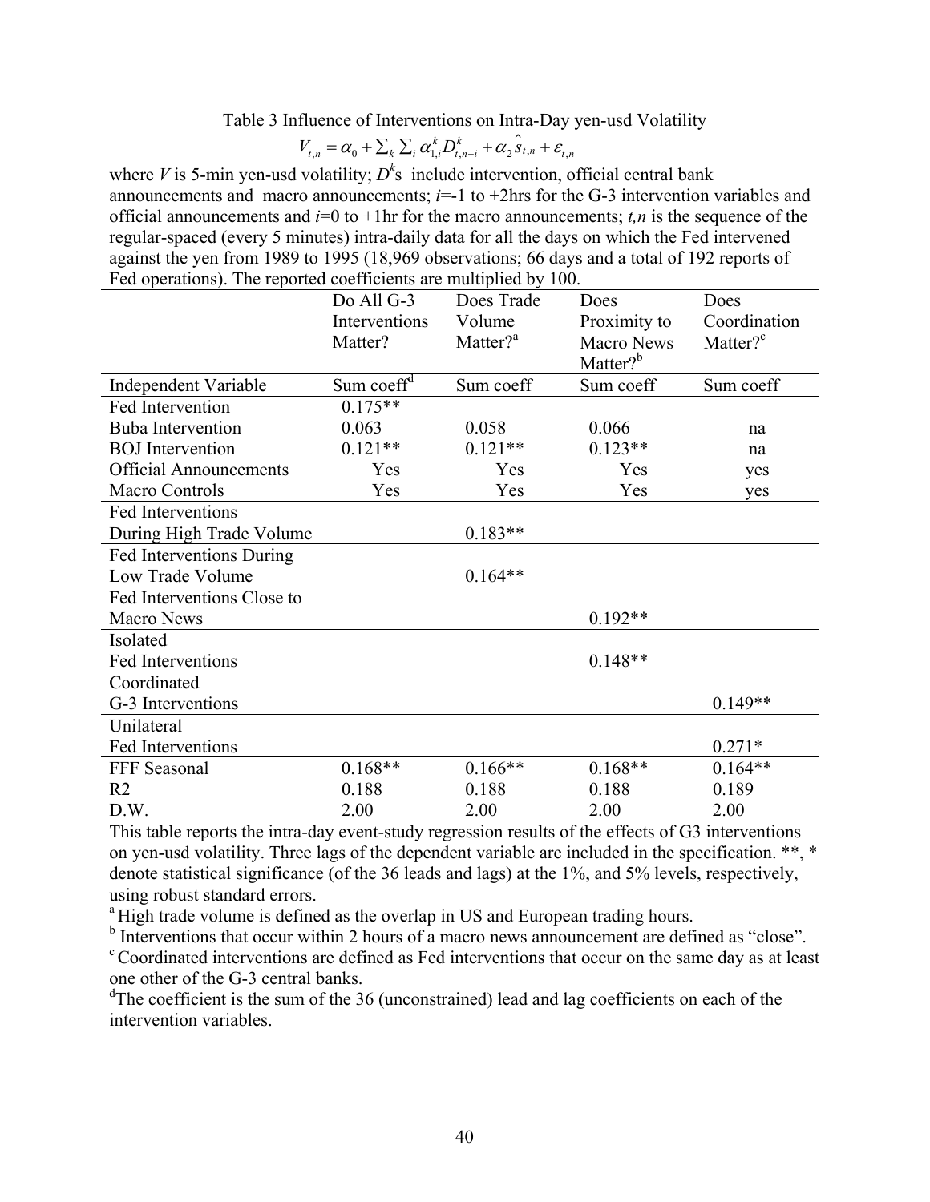Table 3 Influence of Interventions on Intra-Day yen-usd Volatility

$$V_{t,n} = \alpha_0 + \sum_k \sum_i \alpha_{1,i}^k D_{t,n+i}^k + \alpha_2 \hat{s}_{t,n} + \varepsilon_{t,n}$$

where $V$ is 5-min yen-usd volatility; $D^k$s include intervention, official central bank announcements and macro announcements; $i$=-1 to +2hrs for the G-3 intervention variables and official announcements and $i$=0 to +1hr for the macro announcements; $t,n$ is the sequence of the regular-spaced (every 5 minutes) intra-daily data for all the days on which the Fed intervened against the yen from 1989 to 1995 (18,969 observations; 66 days and a total of 192 reports of Fed operations). The reported coefficients are multiplied by 100.

| | Do All G-3 Interventions Matter? | Does Trade Volume Matter?[a] | Does Proximity to Macro News Matter?[b] | Does Coordination Matter?[c] |
|---|---|---|---|---|
| Independent Variable | Sum coeff[d] | Sum coeff | Sum coeff | Sum coeff |
| Fed Intervention | 0.175** | | | |
| Buba Intervention | 0.063 | 0.058 | 0.066 | na |
| BOJ Intervention | 0.121** | 0.121** | 0.123** | na |
| Official Announcements | Yes | Yes | Yes | yes |
| Macro Controls | Yes | Yes | Yes | yes |
| Fed Interventions During High Trade Volume | | 0.183** | | |
| Fed Interventions During Low Trade Volume | | 0.164** | | |
| Fed Interventions Close to Macro News | | | 0.192** | |
| Isolated Fed Interventions | | | 0.148** | |
| Coordinated G-3 Interventions | | | | 0.149** |
| Unilateral Fed Interventions | | | | 0.271* |
| FFF Seasonal | 0.168** | 0.166** | 0.168** | 0.164** |
| R2 | 0.188 | 0.188 | 0.188 | 0.189 |
| D.W. | 2.00 | 2.00 | 2.00 | 2.00 |

This table reports the intra-day event-study regression results of the effects of G3 interventions on yen-usd volatility. Three lags of the dependent variable are included in the specification. **, * denote statistical significance (of the 36 leads and lags) at the 1%, and 5% levels, respectively, using robust standard errors.

[a] High trade volume is defined as the overlap in US and European trading hours.

[b] Interventions that occur within 2 hours of a macro news announcement are defined as "close".

[c] Coordinated interventions are defined as Fed interventions that occur on the same day as at least one other of the G-3 central banks.

[d] The coefficient is the sum of the 36 (unconstrained) lead and lag coefficients on each of the intervention variables.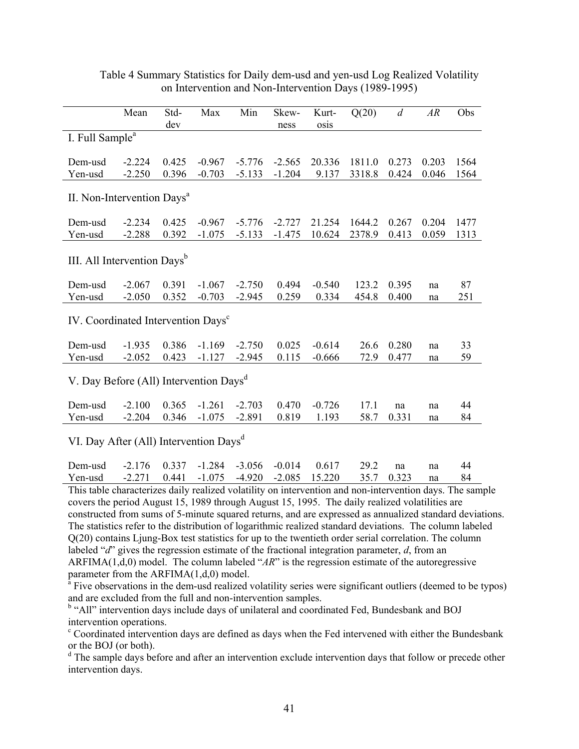Table 4 Summary Statistics for Daily dem-usd and yen-usd Log Realized Volatility on Intervention and Non-Intervention Days (1989-1995)

| | Mean | Std-dev | Max | Min | Skew-ness | Kurt-osis | Q(20) | *d* | *AR* | Obs |
|---|---|---|---|---|---|---|---|---|---|---|
| I. Full Sample[a] | | | | | | | | | | |
| Dem-usd | -2.224 | 0.425 | -0.967 | -5.776 | -2.565 | 20.336 | 1811.0 | 0.273 | 0.203 | 1564 |
| Yen-usd | -2.250 | 0.396 | -0.703 | -5.133 | -1.204 | 9.137 | 3318.8 | 0.424 | 0.046 | 1564 |
| II. Non-Intervention Days[a] | | | | | | | | | | |
| Dem-usd | -2.234 | 0.425 | -0.967 | -5.776 | -2.727 | 21.254 | 1644.2 | 0.267 | 0.204 | 1477 |
| Yen-usd | -2.288 | 0.392 | -1.075 | -5.133 | -1.475 | 10.624 | 2378.9 | 0.413 | 0.059 | 1313 |
| III. All Intervention Days[b] | | | | | | | | | | |
| Dem-usd | -2.067 | 0.391 | -1.067 | -2.750 | 0.494 | -0.540 | 123.2 | 0.395 | na | 87 |
| Yen-usd | -2.050 | 0.352 | -0.703 | -2.945 | 0.259 | 0.334 | 454.8 | 0.400 | na | 251 |
| IV. Coordinated Intervention Days[c] | | | | | | | | | | |
| Dem-usd | -1.935 | 0.386 | -1.169 | -2.750 | 0.025 | -0.614 | 26.6 | 0.280 | na | 33 |
| Yen-usd | -2.052 | 0.423 | -1.127 | -2.945 | 0.115 | -0.666 | 72.9 | 0.477 | na | 59 |
| V. Day Before (All) Intervention Days[d] | | | | | | | | | | |
| Dem-usd | -2.100 | 0.365 | -1.261 | -2.703 | 0.470 | -0.726 | 17.1 | na | na | 44 |
| Yen-usd | -2.204 | 0.346 | -1.075 | -2.891 | 0.819 | 1.193 | 58.7 | 0.331 | na | 84 |
| VI. Day After (All) Intervention Days[d] | | | | | | | | | | |
| Dem-usd | -2.176 | 0.337 | -1.284 | -3.056 | -0.014 | 0.617 | 29.2 | na | na | 44 |
| Yen-usd | -2.271 | 0.441 | -1.075 | -4.920 | -2.085 | 15.220 | 35.7 | 0.323 | na | 84 |

This table characterizes daily realized volatility on intervention and non-intervention days. The sample covers the period August 15, 1989 through August 15, 1995. The daily realized volatilities are constructed from sums of 5-minute squared returns, and are expressed as annualized standard deviations. The statistics refer to the distribution of logarithmic realized standard deviations. The column labeled Q(20) contains Ljung-Box test statistics for up to the twentieth order serial correlation. The column labeled "*d*" gives the regression estimate of the fractional integration parameter, *d*, from an ARFIMA(1,d,0) model. The column labeled "*AR*" is the regression estimate of the autoregressive parameter from the ARFIMA(1,d,0) model.

[a] Five observations in the dem-usd realized volatility series were significant outliers (deemed to be typos) and are excluded from the full and non-intervention samples.

[b] "All" intervention days include days of unilateral and coordinated Fed, Bundesbank and BOJ intervention operations.

[c] Coordinated intervention days are defined as days when the Fed intervened with either the Bundesbank or the BOJ (or both).

[d] The sample days before and after an intervention exclude intervention days that follow or precede other intervention days.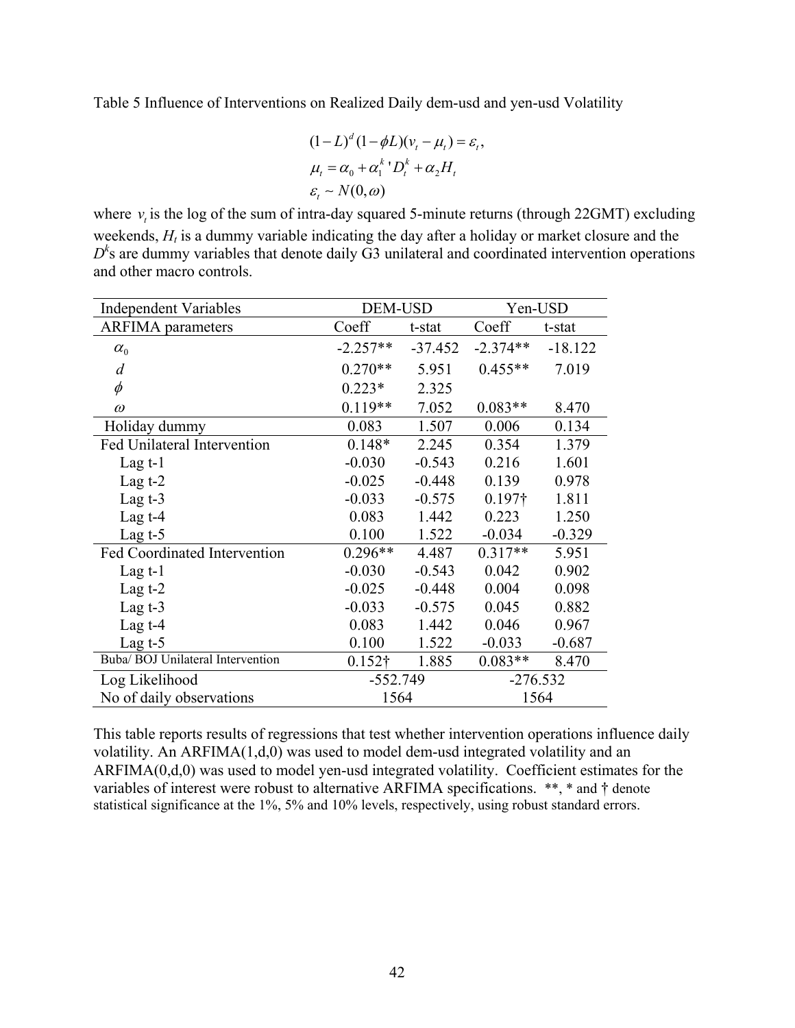Table 5 Influence of Interventions on Realized Daily dem-usd and yen-usd Volatility

$$
\begin{aligned}
&(1-L)^{d}(1-\phi L)(v_{t}-\mu_{t})=\varepsilon_{t}, \\
&\mu_{t}=\alpha_{0}+\alpha_{1}^{k}{}'D_{t}^{k}+\alpha_{2}H_{t} \\
&\varepsilon_{t}\sim N(0,\omega)
\end{aligned}
$$

where $v_t$ is the log of the sum of intra-day squared 5-minute returns (through 22GMT) excluding weekends, $H_t$ is a dummy variable indicating the day after a holiday or market closure and the $D^k$s are dummy variables that denote daily G3 unilateral and coordinated intervention operations and other macro controls.

| Independent Variables | DEM-USD | | Yen-USD | |
|---|---|---|---|---|
| ARFIMA parameters | Coeff | t-stat | Coeff | t-stat |
| $\alpha_0$ | -2.257** | -37.452 | -2.374** | -18.122 |
| $d$ | 0.270** | 5.951 | 0.455** | 7.019 |
| $\phi$ | 0.223* | 2.325 | | |
| $\omega$ | 0.119** | 7.052 | 0.083** | 8.470 |
| Holiday dummy | 0.083 | 1.507 | 0.006 | 0.134 |
| Fed Unilateral Intervention | 0.148* | 2.245 | 0.354 | 1.379 |
| Lag t-1 | -0.030 | -0.543 | 0.216 | 1.601 |
| Lag t-2 | -0.025 | -0.448 | 0.139 | 0.978 |
| Lag t-3 | -0.033 | -0.575 | 0.197† | 1.811 |
| Lag t-4 | 0.083 | 1.442 | 0.223 | 1.250 |
| Lag t-5 | 0.100 | 1.522 | -0.034 | -0.329 |
| Fed Coordinated Intervention | 0.296** | 4.487 | 0.317** | 5.951 |
| Lag t-1 | -0.030 | -0.543 | 0.042 | 0.902 |
| Lag t-2 | -0.025 | -0.448 | 0.004 | 0.098 |
| Lag t-3 | -0.033 | -0.575 | 0.045 | 0.882 |
| Lag t-4 | 0.083 | 1.442 | 0.046 | 0.967 |
| Lag t-5 | 0.100 | 1.522 | -0.033 | -0.687 |
| Buba/ BOJ Unilateral Intervention | 0.152† | 1.885 | 0.083** | 8.470 |
| Log Likelihood | -552.749 | | -276.532 | |
| No of daily observations | 1564 | | 1564 | |

This table reports results of regressions that test whether intervention operations influence daily volatility. An ARFIMA(1,d,0) was used to model dem-usd integrated volatility and an ARFIMA(0,d,0) was used to model yen-usd integrated volatility. Coefficient estimates for the variables of interest were robust to alternative ARFIMA specifications. **, * and † denote statistical significance at the 1%, 5% and 10% levels, respectively, using robust standard errors.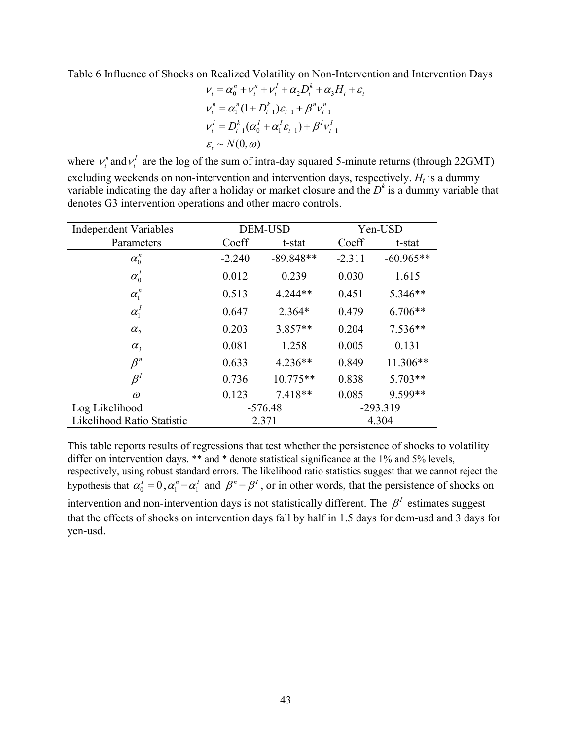Table 6 Influence of Shocks on Realized Volatility on Non-Intervention and Intervention Days

$$v_t = \alpha_0^n + v_t^n + v_t^I + \alpha_2 D_t^k + \alpha_3 H_t + \varepsilon_t$$

$$v_t^n = \alpha_1^n (1 + D_{t-1}^k)\varepsilon_{t-1} + \beta^n v_{t-1}^n$$

$$v_t^I = D_{t-1}^k (\alpha_0^I + \alpha_1^I \varepsilon_{t-1}) + \beta^I v_{t-1}^I$$

$$\varepsilon_t \sim N(0, \omega)$$

where $v_t^n$ and $v_t^I$ are the log of the sum of intra-day squared 5-minute returns (through 22GMT) excluding weekends on non-intervention and intervention days, respectively. $H_t$ is a dummy variable indicating the day after a holiday or market closure and the $D^k$ is a dummy variable that denotes G3 intervention operations and other macro controls.

| Independent Variables | DEM-USD | | Yen-USD | |
|---|---|---|---|---|
| Parameters | Coeff | t-stat | Coeff | t-stat |
| $\alpha_0^n$ | -2.240 | -89.848** | -2.311 | -60.965** |
| $\alpha_0^I$ | 0.012 | 0.239 | 0.030 | 1.615 |
| $\alpha_1^n$ | 0.513 | 4.244** | 0.451 | 5.346** |
| $\alpha_1^I$ | 0.647 | 2.364* | 0.479 | 6.706** |
| $\alpha_2$ | 0.203 | 3.857** | 0.204 | 7.536** |
| $\alpha_3$ | 0.081 | 1.258 | 0.005 | 0.131 |
| $\beta^n$ | 0.633 | 4.236** | 0.849 | 11.306** |
| $\beta^I$ | 0.736 | 10.775** | 0.838 | 5.703** |
| $\omega$ | 0.123 | 7.418** | 0.085 | 9.599** |
| Log Likelihood | -576.48 | | -293.319 | |
| Likelihood Ratio Statistic | 2.371 | | 4.304 | |

This table reports results of regressions that test whether the persistence of shocks to volatility differ on intervention days. ** and * denote statistical significance at the 1% and 5% levels, respectively, using robust standard errors. The likelihood ratio statistics suggest that we cannot reject the hypothesis that $\alpha_0^I = 0$, $\alpha_1^n = \alpha_1^I$ and $\beta^n = \beta^I$, or in other words, that the persistence of shocks on intervention and non-intervention days is not statistically different. The $\beta^I$ estimates suggest that the effects of shocks on intervention days fall by half in 1.5 days for dem-usd and 3 days for yen-usd.